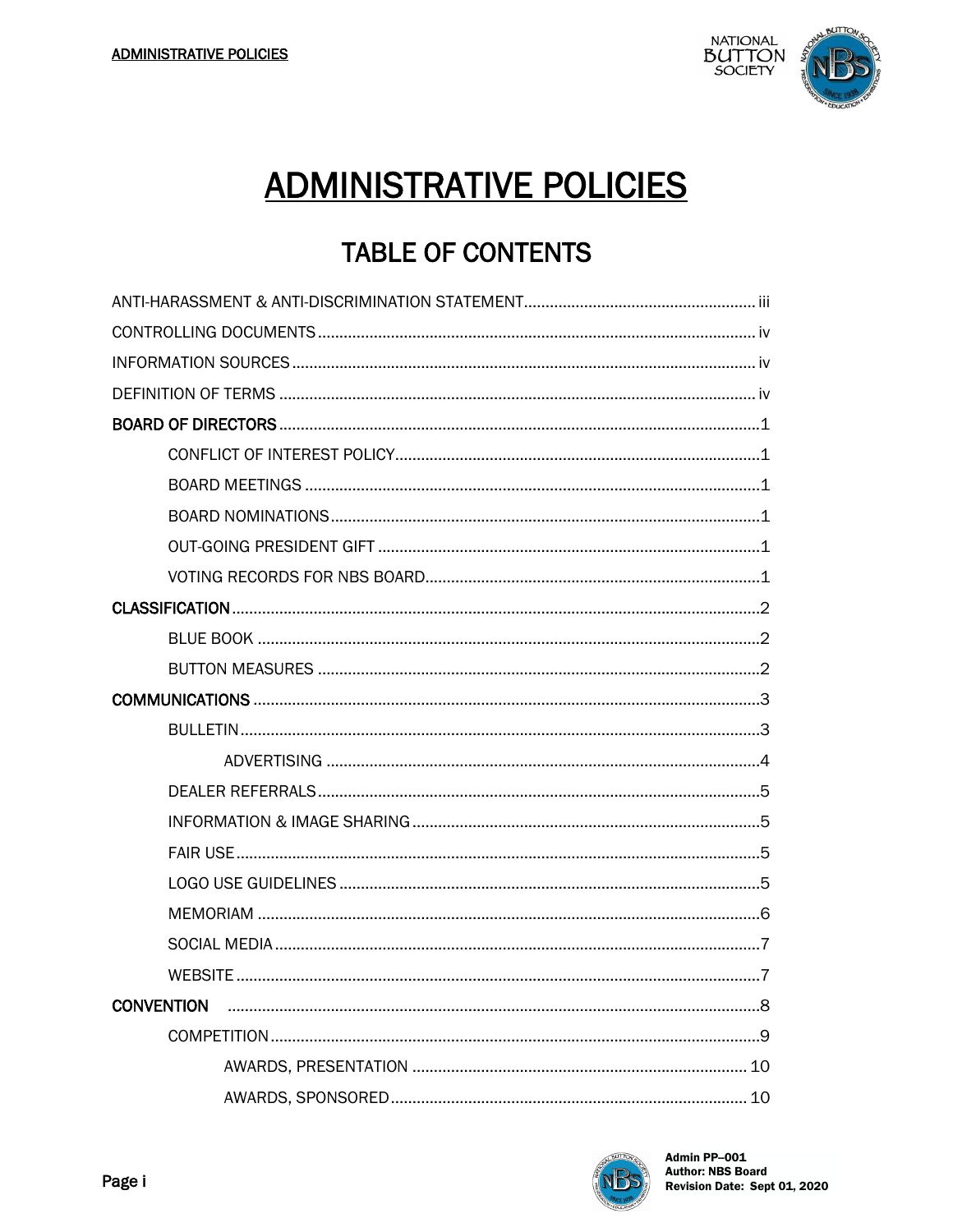# ADMINISTRATIVE POLICIES

## TABLE OF CONTENTS

ANTI-HARASSMENT & ANTI-DISCRIMINATION STATEMENT .......... iii

CONTROLLING DOCUMENTS .......... iv

INFORMATION SOURCES .......... iv

DEFINITION OF TERMS .......... iv

**BOARD OF DIRECTORS** .......... 1

- CONFLICT OF INTEREST POLICY .......... 1
- BOARD MEETINGS .......... 1
- BOARD NOMINATIONS .......... 1
- OUT-GOING PRESIDENT GIFT .......... 1
- VOTING RECORDS FOR NBS BOARD .......... 1

**CLASSIFICATION** .......... 2

- BLUE BOOK .......... 2
- BUTTON MEASURES .......... 2

**COMMUNICATIONS** .......... 3

- BULLETIN .......... 3
  - ADVERTISING .......... 4
- DEALER REFERRALS .......... 5
- INFORMATION & IMAGE SHARING .......... 5
- FAIR USE .......... 5
- LOGO USE GUIDELINES .......... 5
- MEMORIAM .......... 6
- SOCIAL MEDIA .......... 7
- WEBSITE .......... 7

**CONVENTION** .......... 8

- COMPETITION .......... 9
  - AWARDS, PRESENTATION .......... 10
  - AWARDS, SPONSORED .......... 10

Admin PP–001
Author: NBS Board
Revision Date: Sept 01, 2020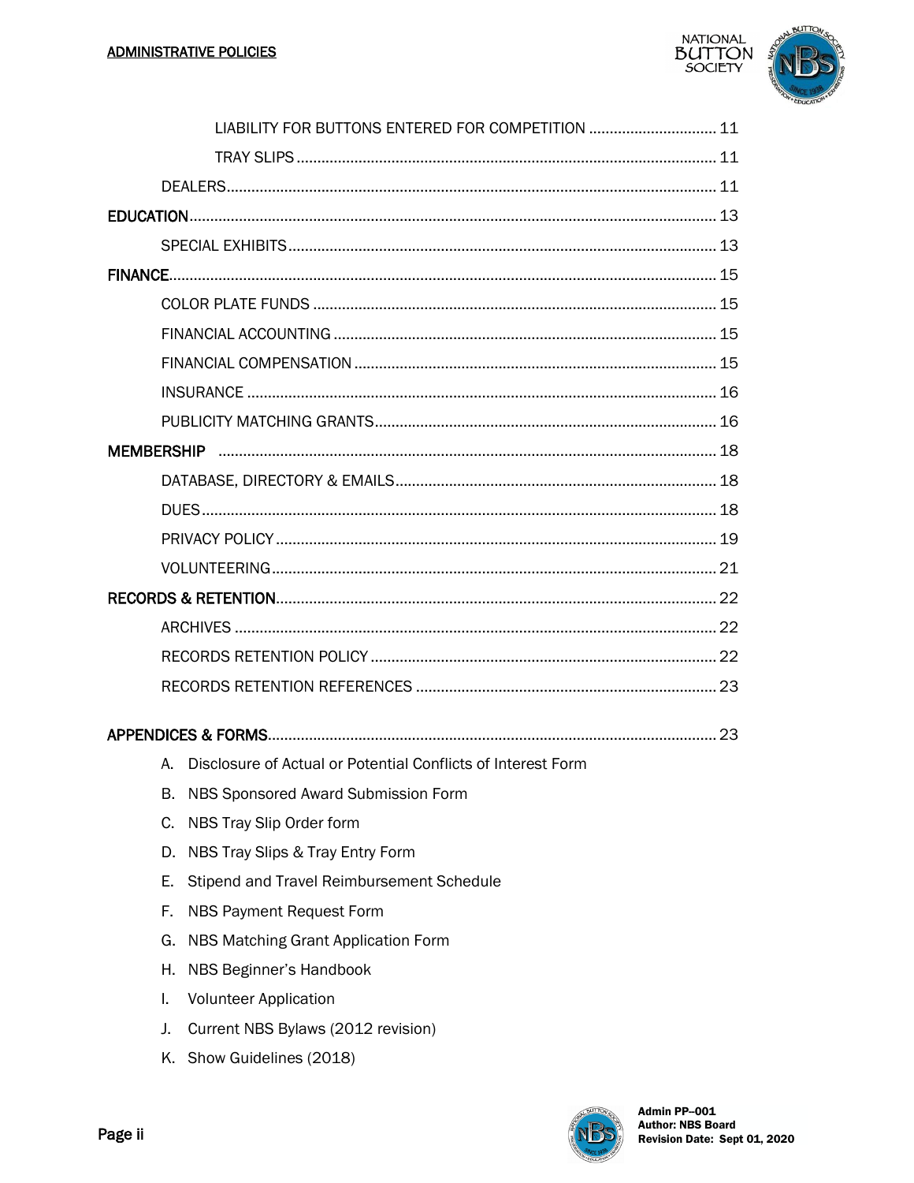LIABILITY FOR BUTTONS ENTERED FOR COMPETITION ............................... 11

TRAY SLIPS ..................................................................................................... 11

DEALERS ............................................................................................................... 11

**EDUCATION** ............................................................................................................... 13

SPECIAL EXHIBITS ............................................................................................... 13

**FINANCE** ..................................................................................................................... 15

COLOR PLATE FUNDS ......................................................................................... 15

FINANCIAL ACCOUNTING .................................................................................... 15

FINANCIAL COMPENSATION ............................................................................... 15

INSURANCE ......................................................................................................... 16

PUBLICITY MATCHING GRANTS .......................................................................... 16

**MEMBERSHIP** ............................................................................................................. 18

DATABASE, DIRECTORY & EMAILS ...................................................................... 18

DUES ..................................................................................................................... 18

PRIVACY POLICY .................................................................................................. 19

VOLUNTEERING ................................................................................................... 21

**RECORDS & RETENTION** ........................................................................................... 22

ARCHIVES ............................................................................................................. 22

RECORDS RETENTION POLICY ............................................................................ 22

RECORDS RETENTION REFERENCES ................................................................. 23

**APPENDICES & FORMS** ............................................................................................. 23

A. Disclosure of Actual or Potential Conflicts of Interest Form
B. NBS Sponsored Award Submission Form
C. NBS Tray Slip Order form
D. NBS Tray Slips & Tray Entry Form
E. Stipend and Travel Reimbursement Schedule
F. NBS Payment Request Form
G. NBS Matching Grant Application Form
H. NBS Beginner's Handbook
I. Volunteer Application
J. Current NBS Bylaws (2012 revision)
K. Show Guidelines (2018)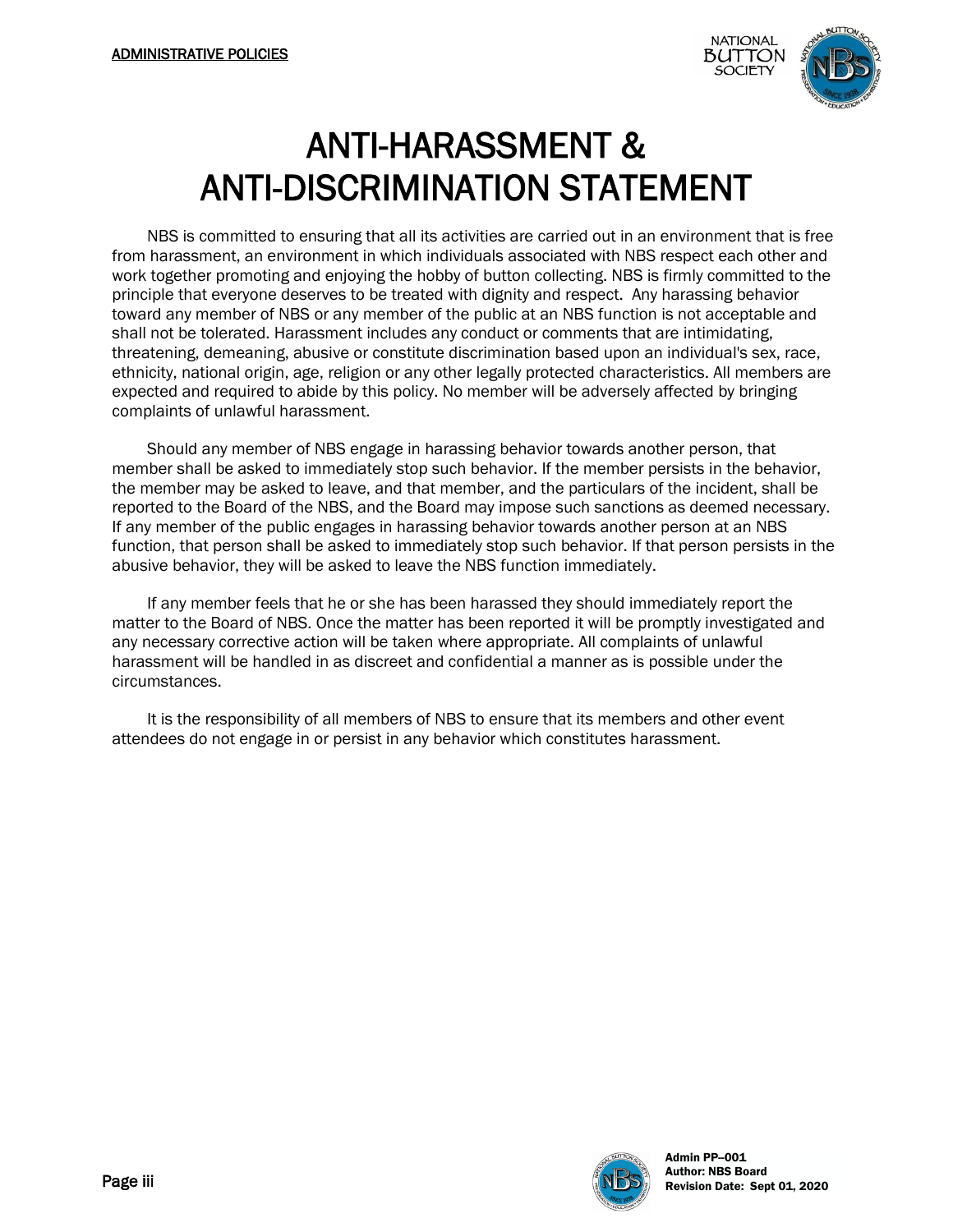# ANTI-HARASSMENT & ANTI-DISCRIMINATION STATEMENT

NBS is committed to ensuring that all its activities are carried out in an environment that is free from harassment, an environment in which individuals associated with NBS respect each other and work together promoting and enjoying the hobby of button collecting. NBS is firmly committed to the principle that everyone deserves to be treated with dignity and respect. Any harassing behavior toward any member of NBS or any member of the public at an NBS function is not acceptable and shall not be tolerated. Harassment includes any conduct or comments that are intimidating, threatening, demeaning, abusive or constitute discrimination based upon an individual's sex, race, ethnicity, national origin, age, religion or any other legally protected characteristics. All members are expected and required to abide by this policy. No member will be adversely affected by bringing complaints of unlawful harassment.

Should any member of NBS engage in harassing behavior towards another person, that member shall be asked to immediately stop such behavior. If the member persists in the behavior, the member may be asked to leave, and that member, and the particulars of the incident, shall be reported to the Board of the NBS, and the Board may impose such sanctions as deemed necessary. If any member of the public engages in harassing behavior towards another person at an NBS function, that person shall be asked to immediately stop such behavior. If that person persists in the abusive behavior, they will be asked to leave the NBS function immediately.

If any member feels that he or she has been harassed they should immediately report the matter to the Board of NBS. Once the matter has been reported it will be promptly investigated and any necessary corrective action will be taken where appropriate. All complaints of unlawful harassment will be handled in as discreet and confidential a manner as is possible under the circumstances.

It is the responsibility of all members of NBS to ensure that its members and other event attendees do not engage in or persist in any behavior which constitutes harassment.

**Admin PP–001**
**Author: NBS Board**
**Revision Date: Sept 01, 2020**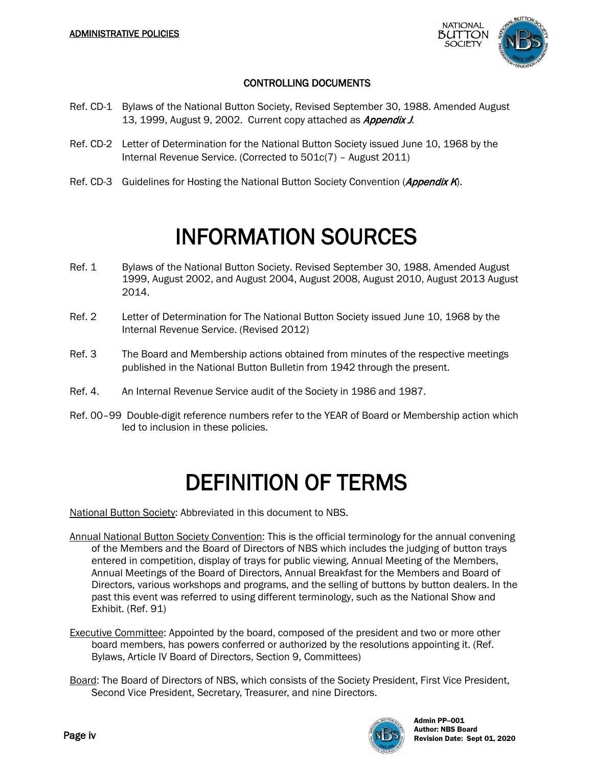## CONTROLLING DOCUMENTS

Ref. CD-1 Bylaws of the National Button Society, Revised September 30, 1988. Amended August 13, 1999, August 9, 2002. Current copy attached as ***Appendix J***.

Ref. CD-2 Letter of Determination for the National Button Society issued June 10, 1968 by the Internal Revenue Service. (Corrected to 501c(7) – August 2011)

Ref. CD-3 Guidelines for Hosting the National Button Society Convention (***Appendix K***).

# INFORMATION SOURCES

Ref. 1 Bylaws of the National Button Society. Revised September 30, 1988. Amended August 1999, August 2002, and August 2004, August 2008, August 2010, August 2013 August 2014.

Ref. 2 Letter of Determination for The National Button Society issued June 10, 1968 by the Internal Revenue Service. (Revised 2012)

Ref. 3 The Board and Membership actions obtained from minutes of the respective meetings published in the National Button Bulletin from 1942 through the present.

Ref. 4. An Internal Revenue Service audit of the Society in 1986 and 1987.

Ref. 00–99 Double-digit reference numbers refer to the YEAR of Board or Membership action which led to inclusion in these policies.

# DEFINITION OF TERMS

National Button Society: Abbreviated in this document to NBS.

Annual National Button Society Convention: This is the official terminology for the annual convening of the Members and the Board of Directors of NBS which includes the judging of button trays entered in competition, display of trays for public viewing, Annual Meeting of the Members, Annual Meetings of the Board of Directors, Annual Breakfast for the Members and Board of Directors, various workshops and programs, and the selling of buttons by button dealers. In the past this event was referred to using different terminology, such as the National Show and Exhibit. (Ref. 91)

Executive Committee: Appointed by the board, composed of the president and two or more other board members, has powers conferred or authorized by the resolutions appointing it. (Ref. Bylaws, Article IV Board of Directors, Section 9, Committees)

Board: The Board of Directors of NBS, which consists of the Society President, First Vice President, Second Vice President, Secretary, Treasurer, and nine Directors.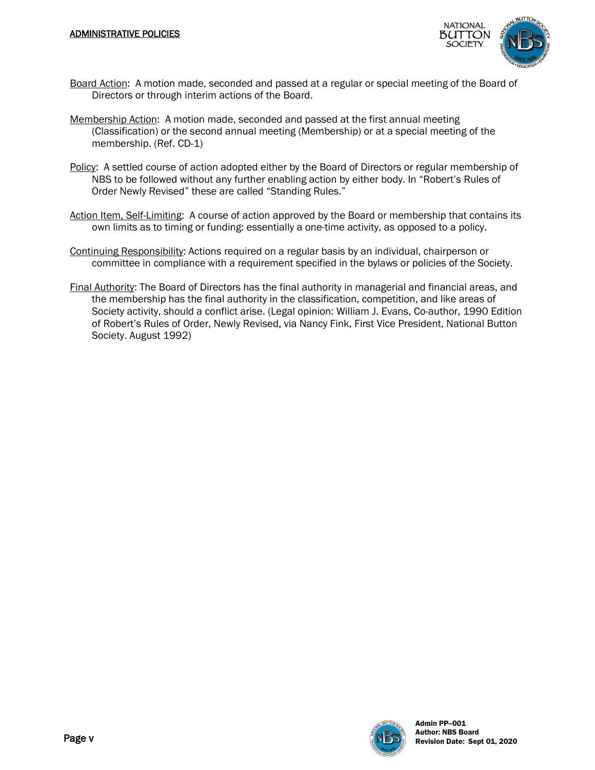Board Action: A motion made, seconded and passed at a regular or special meeting of the Board of Directors or through interim actions of the Board.

Membership Action: A motion made, seconded and passed at the first annual meeting (Classification) or the second annual meeting (Membership) or at a special meeting of the membership. (Ref. CD-1)

Policy: A settled course of action adopted either by the Board of Directors or regular membership of NBS to be followed without any further enabling action by either body. In "Robert's Rules of Order Newly Revised" these are called "Standing Rules."

Action Item, Self-Limiting: A course of action approved by the Board or membership that contains its own limits as to timing or funding: essentially a one-time activity, as opposed to a policy.

Continuing Responsibility: Actions required on a regular basis by an individual, chairperson or committee in compliance with a requirement specified in the bylaws or policies of the Society.

Final Authority: The Board of Directors has the final authority in managerial and financial areas, and the membership has the final authority in the classification, competition, and like areas of Society activity, should a conflict arise. (Legal opinion: William J. Evans, Co-author, 1990 Edition of Robert's Rules of Order, Newly Revised, via Nancy Fink, First Vice President, National Button Society. August 1992)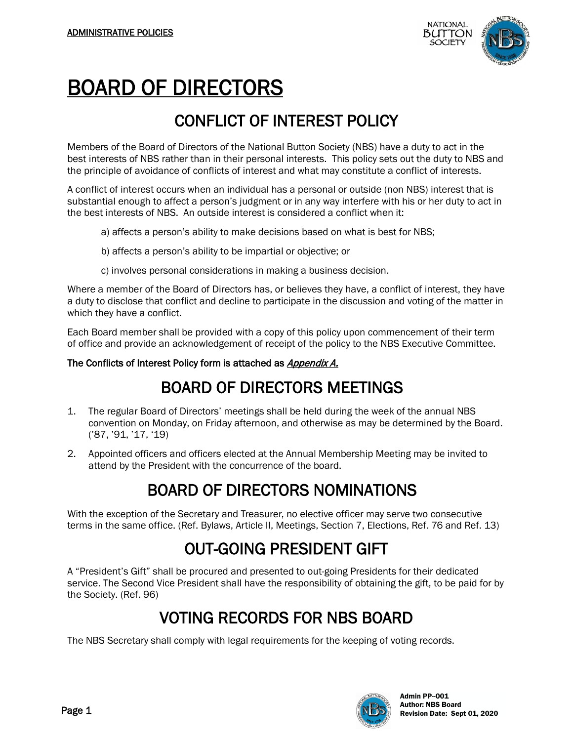ADMINISTRATIVE POLICIES

# BOARD OF DIRECTORS

## CONFLICT OF INTEREST POLICY

Members of the Board of Directors of the National Button Society (NBS) have a duty to act in the best interests of NBS rather than in their personal interests. This policy sets out the duty to NBS and the principle of avoidance of conflicts of interest and what may constitute a conflict of interests.

A conflict of interest occurs when an individual has a personal or outside (non NBS) interest that is substantial enough to affect a person's judgment or in any way interfere with his or her duty to act in the best interests of NBS. An outside interest is considered a conflict when it:

a) affects a person's ability to make decisions based on what is best for NBS;

b) affects a person's ability to be impartial or objective; or

c) involves personal considerations in making a business decision.

Where a member of the Board of Directors has, or believes they have, a conflict of interest, they have a duty to disclose that conflict and decline to participate in the discussion and voting of the matter in which they have a conflict.

Each Board member shall be provided with a copy of this policy upon commencement of their term of office and provide an acknowledgement of receipt of the policy to the NBS Executive Committee.

**The Conflicts of Interest Policy form is attached as *Appendix A.***

## BOARD OF DIRECTORS MEETINGS

1. The regular Board of Directors' meetings shall be held during the week of the annual NBS convention on Monday, on Friday afternoon, and otherwise as may be determined by the Board. ('87, '91, '17, '19)
2. Appointed officers and officers elected at the Annual Membership Meeting may be invited to attend by the President with the concurrence of the board.

## BOARD OF DIRECTORS NOMINATIONS

With the exception of the Secretary and Treasurer, no elective officer may serve two consecutive terms in the same office. (Ref. Bylaws, Article II, Meetings, Section 7, Elections, Ref. 76 and Ref. 13)

## OUT-GOING PRESIDENT GIFT

A "President's Gift" shall be procured and presented to out-going Presidents for their dedicated service. The Second Vice President shall have the responsibility of obtaining the gift, to be paid for by the Society. (Ref. 96)

## VOTING RECORDS FOR NBS BOARD

The NBS Secretary shall comply with legal requirements for the keeping of voting records.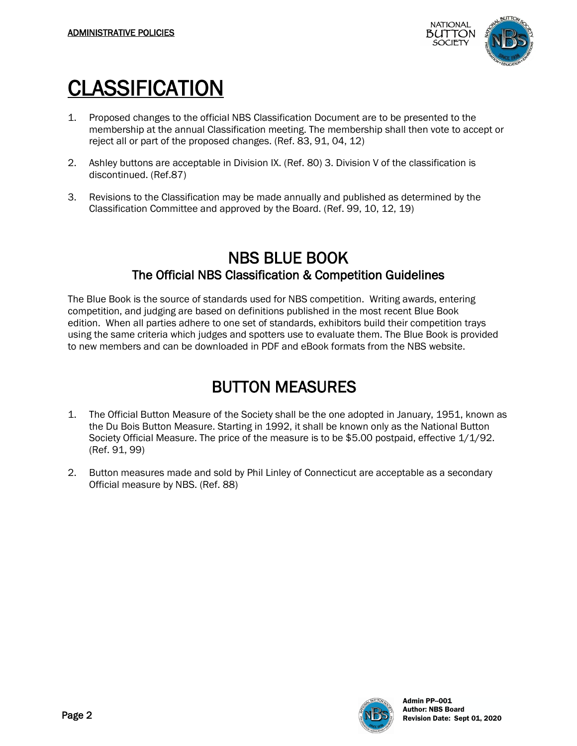# CLASSIFICATION

1. Proposed changes to the official NBS Classification Document are to be presented to the membership at the annual Classification meeting. The membership shall then vote to accept or reject all or part of the proposed changes. (Ref. 83, 91, 04, 12)

2. Ashley buttons are acceptable in Division IX. (Ref. 80) 3. Division V of the classification is discontinued. (Ref.87)

3. Revisions to the Classification may be made annually and published as determined by the Classification Committee and approved by the Board. (Ref. 99, 10, 12, 19)

## NBS BLUE BOOK

### The Official NBS Classification & Competition Guidelines

The Blue Book is the source of standards used for NBS competition. Writing awards, entering competition, and judging are based on definitions published in the most recent Blue Book edition. When all parties adhere to one set of standards, exhibitors build their competition trays using the same criteria which judges and spotters use to evaluate them. The Blue Book is provided to new members and can be downloaded in PDF and eBook formats from the NBS website.

## BUTTON MEASURES

1. The Official Button Measure of the Society shall be the one adopted in January, 1951, known as the Du Bois Button Measure. Starting in 1992, it shall be known only as the National Button Society Official Measure. The price of the measure is to be $5.00 postpaid, effective 1/1/92. (Ref. 91, 99)

2. Button measures made and sold by Phil Linley of Connecticut are acceptable as a secondary Official measure by NBS. (Ref. 88)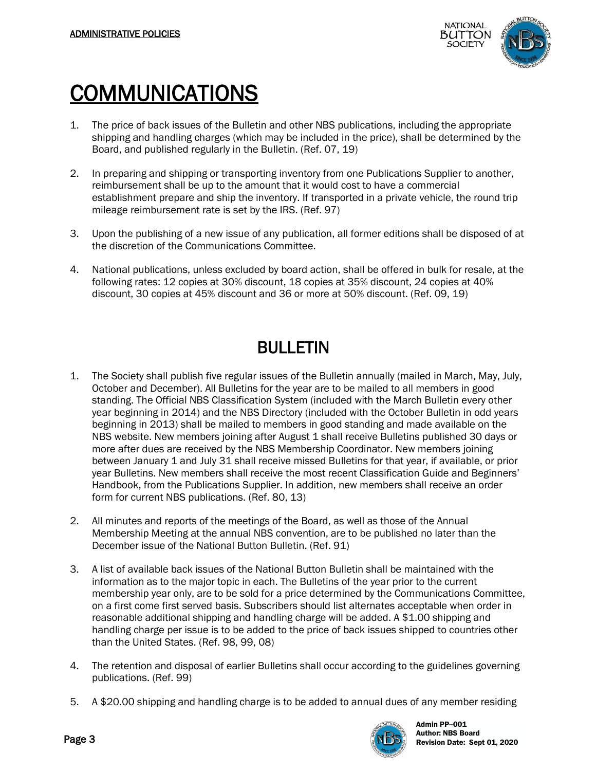# COMMUNICATIONS

1. The price of back issues of the Bulletin and other NBS publications, including the appropriate shipping and handling charges (which may be included in the price), shall be determined by the Board, and published regularly in the Bulletin. (Ref. 07, 19)

2. In preparing and shipping or transporting inventory from one Publications Supplier to another, reimbursement shall be up to the amount that it would cost to have a commercial establishment prepare and ship the inventory. If transported in a private vehicle, the round trip mileage reimbursement rate is set by the IRS. (Ref. 97)

3. Upon the publishing of a new issue of any publication, all former editions shall be disposed of at the discretion of the Communications Committee.

4. National publications, unless excluded by board action, shall be offered in bulk for resale, at the following rates: 12 copies at 30% discount, 18 copies at 35% discount, 24 copies at 40% discount, 30 copies at 45% discount and 36 or more at 50% discount. (Ref. 09, 19)

## BULLETIN

1. The Society shall publish five regular issues of the Bulletin annually (mailed in March, May, July, October and December). All Bulletins for the year are to be mailed to all members in good standing. The Official NBS Classification System (included with the March Bulletin every other year beginning in 2014) and the NBS Directory (included with the October Bulletin in odd years beginning in 2013) shall be mailed to members in good standing and made available on the NBS website. New members joining after August 1 shall receive Bulletins published 30 days or more after dues are received by the NBS Membership Coordinator. New members joining between January 1 and July 31 shall receive missed Bulletins for that year, if available, or prior year Bulletins. New members shall receive the most recent Classification Guide and Beginners' Handbook, from the Publications Supplier. In addition, new members shall receive an order form for current NBS publications. (Ref. 80, 13)

2. All minutes and reports of the meetings of the Board, as well as those of the Annual Membership Meeting at the annual NBS convention, are to be published no later than the December issue of the National Button Bulletin. (Ref. 91)

3. A list of available back issues of the National Button Bulletin shall be maintained with the information as to the major topic in each. The Bulletins of the year prior to the current membership year only, are to be sold for a price determined by the Communications Committee, on a first come first served basis. Subscribers should list alternates acceptable when order in reasonable additional shipping and handling charge will be added. A $1.00 shipping and handling charge per issue is to be added to the price of back issues shipped to countries other than the United States. (Ref. 98, 99, 08)

4. The retention and disposal of earlier Bulletins shall occur according to the guidelines governing publications. (Ref. 99)

5. A $20.00 shipping and handling charge is to be added to annual dues of any member residing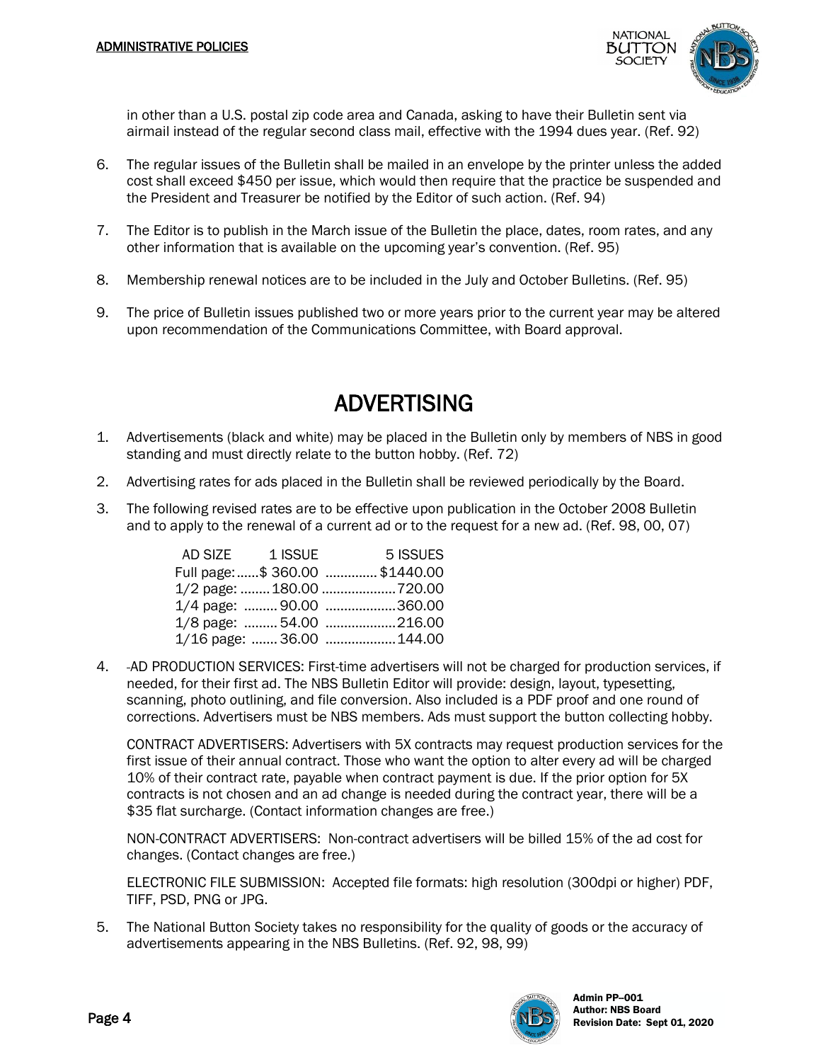in other than a U.S. postal zip code area and Canada, asking to have their Bulletin sent via airmail instead of the regular second class mail, effective with the 1994 dues year. (Ref. 92)

6. The regular issues of the Bulletin shall be mailed in an envelope by the printer unless the added cost shall exceed $450 per issue, which would then require that the practice be suspended and the President and Treasurer be notified by the Editor of such action. (Ref. 94)

7. The Editor is to publish in the March issue of the Bulletin the place, dates, room rates, and any other information that is available on the upcoming year's convention. (Ref. 95)

8. Membership renewal notices are to be included in the July and October Bulletins. (Ref. 95)

9. The price of Bulletin issues published two or more years prior to the current year may be altered upon recommendation of the Communications Committee, with Board approval.

# ADVERTISING

1. Advertisements (black and white) may be placed in the Bulletin only by members of NBS in good standing and must directly relate to the button hobby. (Ref. 72)

2. Advertising rates for ads placed in the Bulletin shall be reviewed periodically by the Board.

3. The following revised rates are to be effective upon publication in the October 2008 Bulletin and to apply to the renewal of a current ad or to the request for a new ad. (Ref. 98, 00, 07)

| AD SIZE | 1 ISSUE | 5 ISSUES |
|---|---|---|
| Full page: | $ 360.00 | $1440.00 |
| 1/2 page: | 180.00 | 720.00 |
| 1/4 page: | 90.00 | 360.00 |
| 1/8 page: | 54.00 | 216.00 |
| 1/16 page: | 36.00 | 144.00 |

4. AD PRODUCTION SERVICES: First-time advertisers will not be charged for production services, if needed, for their first ad. The NBS Bulletin Editor will provide: design, layout, typesetting, scanning, photo outlining, and file conversion. Also included is a PDF proof and one round of corrections. Advertisers must be NBS members. Ads must support the button collecting hobby.

   CONTRACT ADVERTISERS: Advertisers with 5X contracts may request production services for the first issue of their annual contract. Those who want the option to alter every ad will be charged 10% of their contract rate, payable when contract payment is due. If the prior option for 5X contracts is not chosen and an ad change is needed during the contract year, there will be a $35 flat surcharge. (Contact information changes are free.)

   NON-CONTRACT ADVERTISERS: Non-contract advertisers will be billed 15% of the ad cost for changes. (Contact changes are free.)

   ELECTRONIC FILE SUBMISSION: Accepted file formats: high resolution (300dpi or higher) PDF, TIFF, PSD, PNG or JPG.

5. The National Button Society takes no responsibility for the quality of goods or the accuracy of advertisements appearing in the NBS Bulletins. (Ref. 92, 98, 99)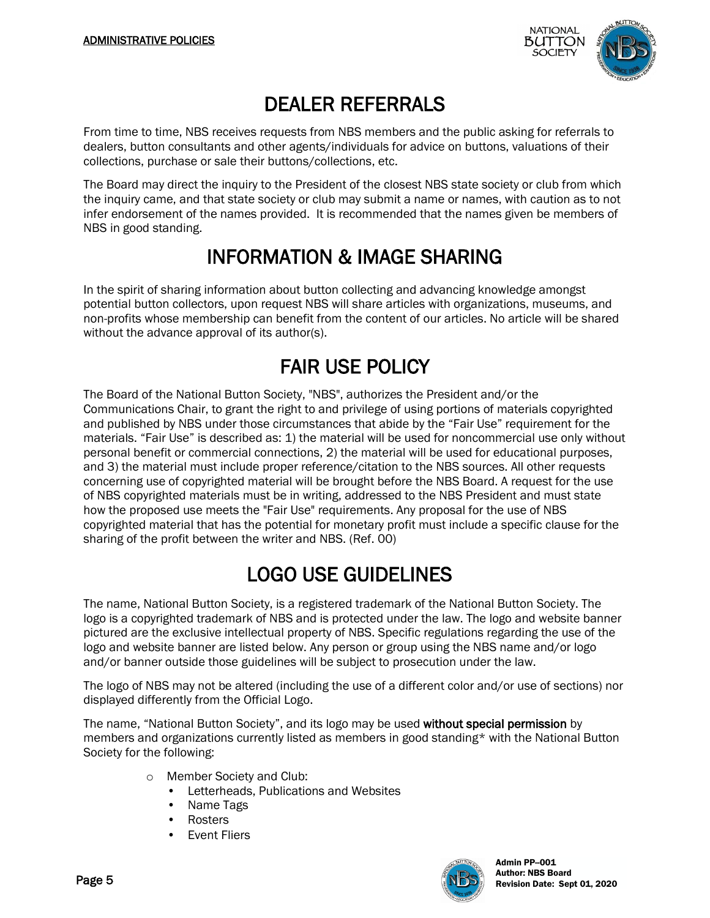# DEALER REFERRALS

From time to time, NBS receives requests from NBS members and the public asking for referrals to dealers, button consultants and other agents/individuals for advice on buttons, valuations of their collections, purchase or sale their buttons/collections, etc.

The Board may direct the inquiry to the President of the closest NBS state society or club from which the inquiry came, and that state society or club may submit a name or names, with caution as to not infer endorsement of the names provided. It is recommended that the names given be members of NBS in good standing.

# INFORMATION & IMAGE SHARING

In the spirit of sharing information about button collecting and advancing knowledge amongst potential button collectors, upon request NBS will share articles with organizations, museums, and non-profits whose membership can benefit from the content of our articles. No article will be shared without the advance approval of its author(s).

# FAIR USE POLICY

The Board of the National Button Society, "NBS", authorizes the President and/or the Communications Chair, to grant the right to and privilege of using portions of materials copyrighted and published by NBS under those circumstances that abide by the "Fair Use" requirement for the materials. "Fair Use" is described as: 1) the material will be used for noncommercial use only without personal benefit or commercial connections, 2) the material will be used for educational purposes, and 3) the material must include proper reference/citation to the NBS sources. All other requests concerning use of copyrighted material will be brought before the NBS Board. A request for the use of NBS copyrighted materials must be in writing, addressed to the NBS President and must state how the proposed use meets the "Fair Use" requirements. Any proposal for the use of NBS copyrighted material that has the potential for monetary profit must include a specific clause for the sharing of the profit between the writer and NBS. (Ref. 00)

# LOGO USE GUIDELINES

The name, National Button Society, is a registered trademark of the National Button Society. The logo is a copyrighted trademark of NBS and is protected under the law. The logo and website banner pictured are the exclusive intellectual property of NBS. Specific regulations regarding the use of the logo and website banner are listed below. Any person or group using the NBS name and/or logo and/or banner outside those guidelines will be subject to prosecution under the law.

The logo of NBS may not be altered (including the use of a different color and/or use of sections) nor displayed differently from the Official Logo.

The name, "National Button Society", and its logo may be used **without special permission** by members and organizations currently listed as members in good standing* with the National Button Society for the following:

- Member Society and Club:
  - Letterheads, Publications and Websites
  - Name Tags
  - Rosters
  - Event Fliers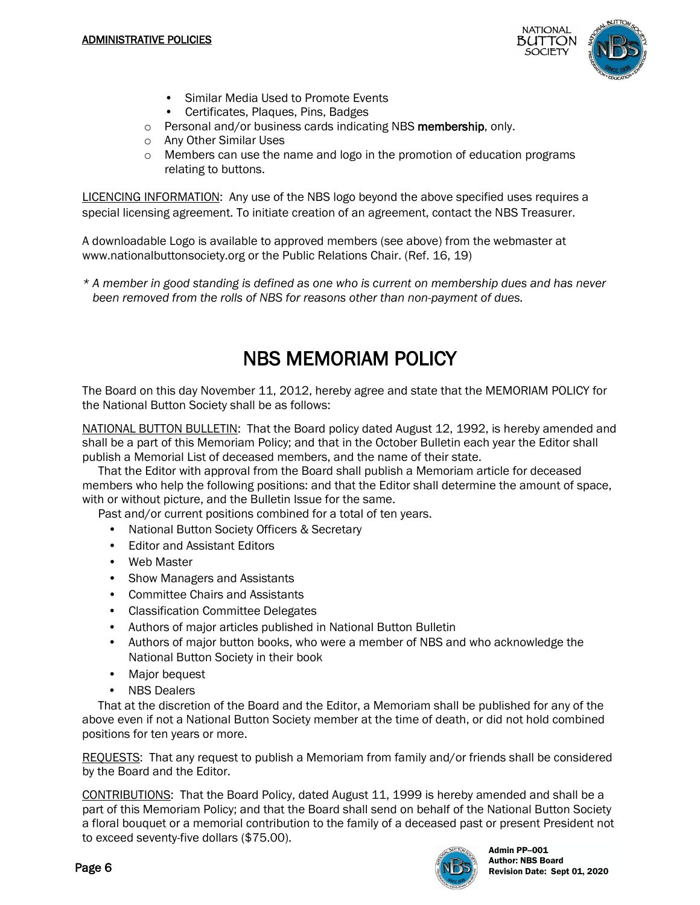- Similar Media Used to Promote Events
- Certificates, Plaques, Pins, Badges

- Personal and/or business cards indicating NBS **membership**, only.
- Any Other Similar Uses
- Members can use the name and logo in the promotion of education programs relating to buttons.

LICENCING INFORMATION: Any use of the NBS logo beyond the above specified uses requires a special licensing agreement. To initiate creation of an agreement, contact the NBS Treasurer.

A downloadable Logo is available to approved members (see above) from the webmaster at www.nationalbuttonsociety.org or the Public Relations Chair. (Ref. 16, 19)

*\* A member in good standing is defined as one who is current on membership dues and has never been removed from the rolls of NBS for reasons other than non-payment of dues.*

# NBS MEMORIAM POLICY

The Board on this day November 11, 2012, hereby agree and state that the MEMORIAM POLICY for the National Button Society shall be as follows:

NATIONAL BUTTON BULLETIN: That the Board policy dated August 12, 1992, is hereby amended and shall be a part of this Memoriam Policy; and that in the October Bulletin each year the Editor shall publish a Memorial List of deceased members, and the name of their state.

That the Editor with approval from the Board shall publish a Memoriam article for deceased members who help the following positions: and that the Editor shall determine the amount of space, with or without picture, and the Bulletin Issue for the same.

Past and/or current positions combined for a total of ten years.

- National Button Society Officers & Secretary
- Editor and Assistant Editors
- Web Master
- Show Managers and Assistants
- Committee Chairs and Assistants
- Classification Committee Delegates
- Authors of major articles published in National Button Bulletin
- Authors of major button books, who were a member of NBS and who acknowledge the National Button Society in their book
- Major bequest
- NBS Dealers

That at the discretion of the Board and the Editor, a Memoriam shall be published for any of the above even if not a National Button Society member at the time of death, or did not hold combined positions for ten years or more.

REQUESTS: That any request to publish a Memoriam from family and/or friends shall be considered by the Board and the Editor.

CONTRIBUTIONS: That the Board Policy, dated August 11, 1999 is hereby amended and shall be a part of this Memoriam Policy; and that the Board shall send on behalf of the National Button Society a floral bouquet or a memorial contribution to the family of a deceased past or present President not to exceed seventy-five dollars ($75.00).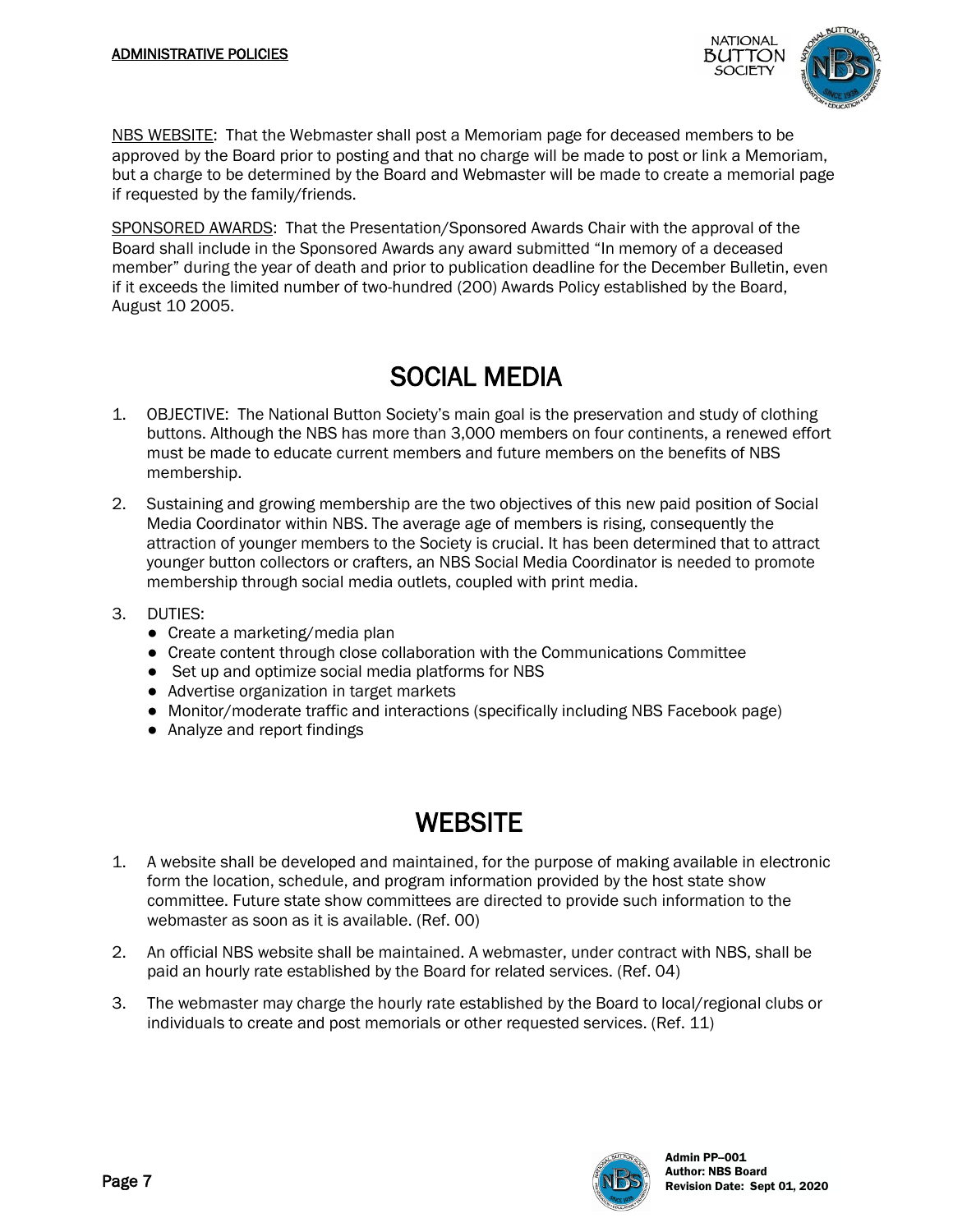NBS WEBSITE: That the Webmaster shall post a Memoriam page for deceased members to be approved by the Board prior to posting and that no charge will be made to post or link a Memoriam, but a charge to be determined by the Board and Webmaster will be made to create a memorial page if requested by the family/friends.

SPONSORED AWARDS: That the Presentation/Sponsored Awards Chair with the approval of the Board shall include in the Sponsored Awards any award submitted "In memory of a deceased member" during the year of death and prior to publication deadline for the December Bulletin, even if it exceeds the limited number of two-hundred (200) Awards Policy established by the Board, August 10 2005.

# SOCIAL MEDIA

1. OBJECTIVE: The National Button Society's main goal is the preservation and study of clothing buttons. Although the NBS has more than 3,000 members on four continents, a renewed effort must be made to educate current members and future members on the benefits of NBS membership.

2. Sustaining and growing membership are the two objectives of this new paid position of Social Media Coordinator within NBS. The average age of members is rising, consequently the attraction of younger members to the Society is crucial. It has been determined that to attract younger button collectors or crafters, an NBS Social Media Coordinator is needed to promote membership through social media outlets, coupled with print media.

3. DUTIES:
   - Create a marketing/media plan
   - Create content through close collaboration with the Communications Committee
   - Set up and optimize social media platforms for NBS
   - Advertise organization in target markets
   - Monitor/moderate traffic and interactions (specifically including NBS Facebook page)
   - Analyze and report findings

# WEBSITE

1. A website shall be developed and maintained, for the purpose of making available in electronic form the location, schedule, and program information provided by the host state show committee. Future state show committees are directed to provide such information to the webmaster as soon as it is available. (Ref. 00)

2. An official NBS website shall be maintained. A webmaster, under contract with NBS, shall be paid an hourly rate established by the Board for related services. (Ref. 04)

3. The webmaster may charge the hourly rate established by the Board to local/regional clubs or individuals to create and post memorials or other requested services. (Ref. 11)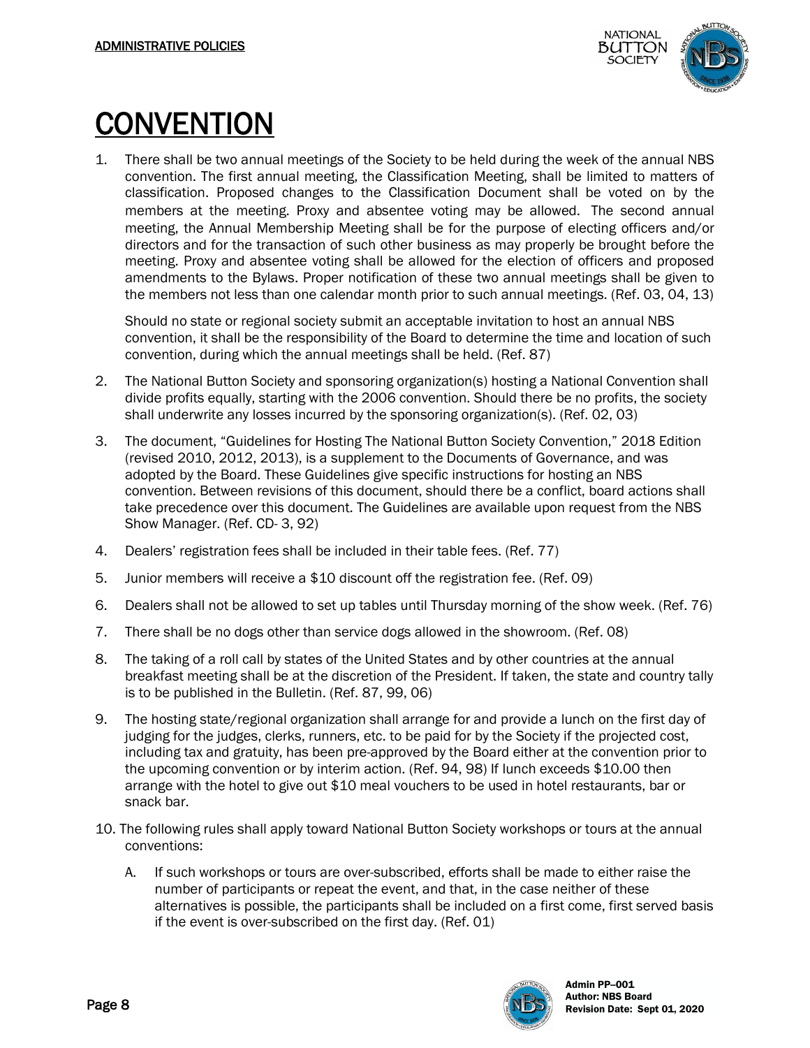# CONVENTION

1. There shall be two annual meetings of the Society to be held during the week of the annual NBS convention. The first annual meeting, the Classification Meeting, shall be limited to matters of classification. Proposed changes to the Classification Document shall be voted on by the members at the meeting. Proxy and absentee voting may be allowed. The second annual meeting, the Annual Membership Meeting shall be for the purpose of electing officers and/or directors and for the transaction of such other business as may properly be brought before the meeting. Proxy and absentee voting shall be allowed for the election of officers and proposed amendments to the Bylaws. Proper notification of these two annual meetings shall be given to the members not less than one calendar month prior to such annual meetings. (Ref. 03, 04, 13)

   Should no state or regional society submit an acceptable invitation to host an annual NBS convention, it shall be the responsibility of the Board to determine the time and location of such convention, during which the annual meetings shall be held. (Ref. 87)

2. The National Button Society and sponsoring organization(s) hosting a National Convention shall divide profits equally, starting with the 2006 convention. Should there be no profits, the society shall underwrite any losses incurred by the sponsoring organization(s). (Ref. 02, 03)

3. The document, "Guidelines for Hosting The National Button Society Convention," 2018 Edition (revised 2010, 2012, 2013), is a supplement to the Documents of Governance, and was adopted by the Board. These Guidelines give specific instructions for hosting an NBS convention. Between revisions of this document, should there be a conflict, board actions shall take precedence over this document. The Guidelines are available upon request from the NBS Show Manager. (Ref. CD- 3, 92)

4. Dealers' registration fees shall be included in their table fees. (Ref. 77)

5. Junior members will receive a $10 discount off the registration fee. (Ref. 09)

6. Dealers shall not be allowed to set up tables until Thursday morning of the show week. (Ref. 76)

7. There shall be no dogs other than service dogs allowed in the showroom. (Ref. 08)

8. The taking of a roll call by states of the United States and by other countries at the annual breakfast meeting shall be at the discretion of the President. If taken, the state and country tally is to be published in the Bulletin. (Ref. 87, 99, 06)

9. The hosting state/regional organization shall arrange for and provide a lunch on the first day of judging for the judges, clerks, runners, etc. to be paid for by the Society if the projected cost, including tax and gratuity, has been pre-approved by the Board either at the convention prior to the upcoming convention or by interim action. (Ref. 94, 98) If lunch exceeds $10.00 then arrange with the hotel to give out $10 meal vouchers to be used in hotel restaurants, bar or snack bar.

10. The following rules shall apply toward National Button Society workshops or tours at the annual conventions:

    A. If such workshops or tours are over-subscribed, efforts shall be made to either raise the number of participants or repeat the event, and that, in the case neither of these alternatives is possible, the participants shall be included on a first come, first served basis if the event is over-subscribed on the first day. (Ref. 01)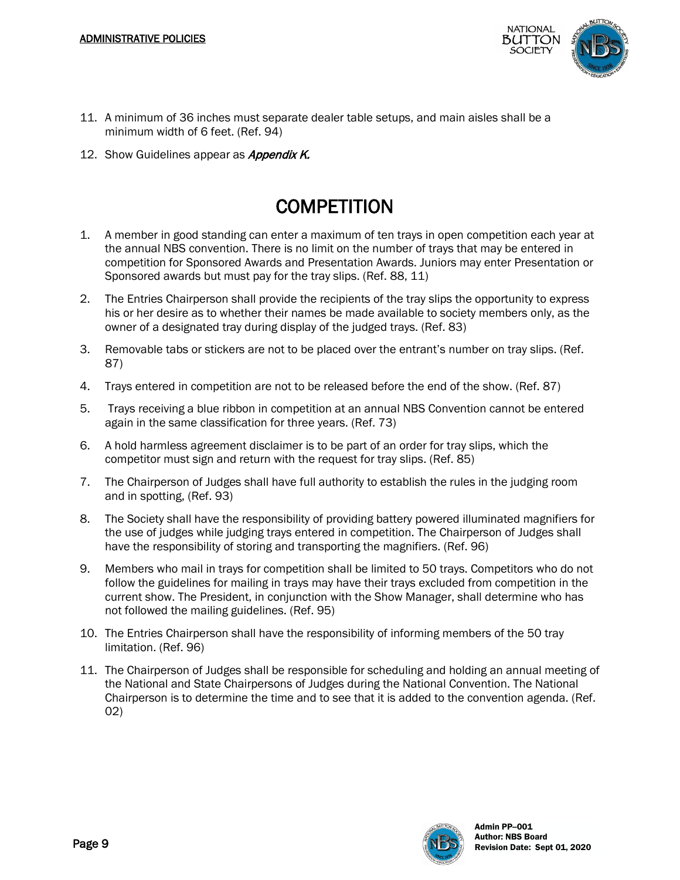11. A minimum of 36 inches must separate dealer table setups, and main aisles shall be a minimum width of 6 feet. (Ref. 94)
12. Show Guidelines appear as ***Appendix K.***

# COMPETITION

1. A member in good standing can enter a maximum of ten trays in open competition each year at the annual NBS convention. There is no limit on the number of trays that may be entered in competition for Sponsored Awards and Presentation Awards. Juniors may enter Presentation or Sponsored awards but must pay for the tray slips. (Ref. 88, 11)
2. The Entries Chairperson shall provide the recipients of the tray slips the opportunity to express his or her desire as to whether their names be made available to society members only, as the owner of a designated tray during display of the judged trays. (Ref. 83)
3. Removable tabs or stickers are not to be placed over the entrant's number on tray slips. (Ref. 87)
4. Trays entered in competition are not to be released before the end of the show. (Ref. 87)
5. Trays receiving a blue ribbon in competition at an annual NBS Convention cannot be entered again in the same classification for three years. (Ref. 73)
6. A hold harmless agreement disclaimer is to be part of an order for tray slips, which the competitor must sign and return with the request for tray slips. (Ref. 85)
7. The Chairperson of Judges shall have full authority to establish the rules in the judging room and in spotting, (Ref. 93)
8. The Society shall have the responsibility of providing battery powered illuminated magnifiers for the use of judges while judging trays entered in competition. The Chairperson of Judges shall have the responsibility of storing and transporting the magnifiers. (Ref. 96)
9. Members who mail in trays for competition shall be limited to 50 trays. Competitors who do not follow the guidelines for mailing in trays may have their trays excluded from competition in the current show. The President, in conjunction with the Show Manager, shall determine who has not followed the mailing guidelines. (Ref. 95)
10. The Entries Chairperson shall have the responsibility of informing members of the 50 tray limitation. (Ref. 96)
11. The Chairperson of Judges shall be responsible for scheduling and holding an annual meeting of the National and State Chairpersons of Judges during the National Convention. The National Chairperson is to determine the time and to see that it is added to the convention agenda. (Ref. 02)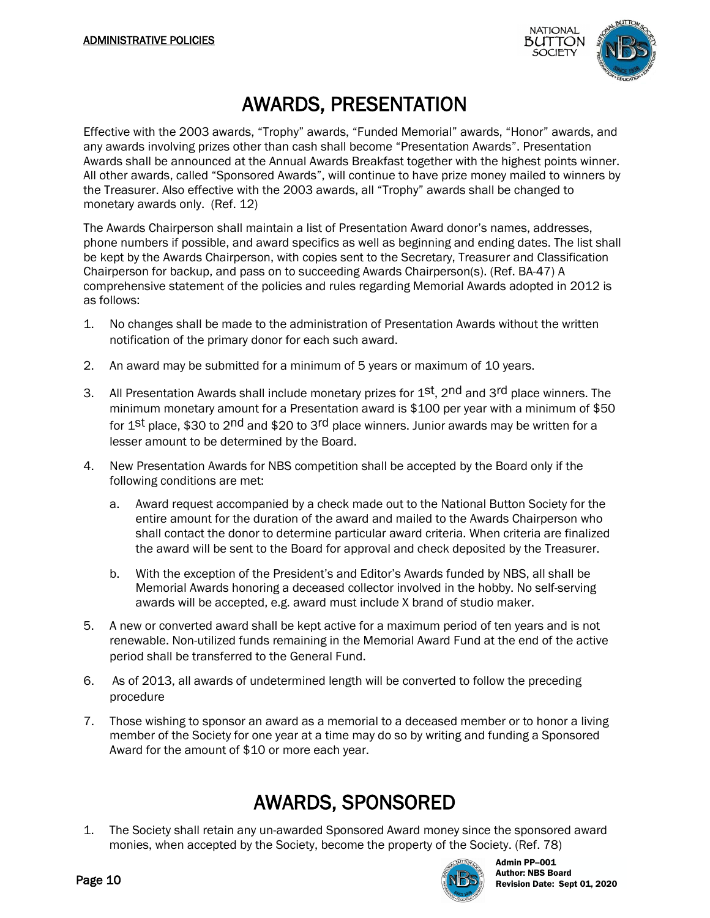# AWARDS, PRESENTATION

Effective with the 2003 awards, "Trophy" awards, "Funded Memorial" awards, "Honor" awards, and any awards involving prizes other than cash shall become "Presentation Awards". Presentation Awards shall be announced at the Annual Awards Breakfast together with the highest points winner. All other awards, called "Sponsored Awards", will continue to have prize money mailed to winners by the Treasurer. Also effective with the 2003 awards, all "Trophy" awards shall be changed to monetary awards only. (Ref. 12)

The Awards Chairperson shall maintain a list of Presentation Award donor's names, addresses, phone numbers if possible, and award specifics as well as beginning and ending dates. The list shall be kept by the Awards Chairperson, with copies sent to the Secretary, Treasurer and Classification Chairperson for backup, and pass on to succeeding Awards Chairperson(s). (Ref. BA-47) A comprehensive statement of the policies and rules regarding Memorial Awards adopted in 2012 is as follows:

1. No changes shall be made to the administration of Presentation Awards without the written notification of the primary donor for each such award.
2. An award may be submitted for a minimum of 5 years or maximum of 10 years.
3. All Presentation Awards shall include monetary prizes for 1st, 2nd and 3rd place winners. The minimum monetary amount for a Presentation award is $100 per year with a minimum of $50 for 1st place, $30 to 2nd and $20 to 3rd place winners. Junior awards may be written for a lesser amount to be determined by the Board.
4. New Presentation Awards for NBS competition shall be accepted by the Board only if the following conditions are met:
   a. Award request accompanied by a check made out to the National Button Society for the entire amount for the duration of the award and mailed to the Awards Chairperson who shall contact the donor to determine particular award criteria. When criteria are finalized the award will be sent to the Board for approval and check deposited by the Treasurer.
   b. With the exception of the President's and Editor's Awards funded by NBS, all shall be Memorial Awards honoring a deceased collector involved in the hobby. No self-serving awards will be accepted, e.g. award must include X brand of studio maker.
5. A new or converted award shall be kept active for a maximum period of ten years and is not renewable. Non-utilized funds remaining in the Memorial Award Fund at the end of the active period shall be transferred to the General Fund.
6. As of 2013, all awards of undetermined length will be converted to follow the preceding procedure
7. Those wishing to sponsor an award as a memorial to a deceased member or to honor a living member of the Society for one year at a time may do so by writing and funding a Sponsored Award for the amount of $10 or more each year.

# AWARDS, SPONSORED

1. The Society shall retain any un-awarded Sponsored Award money since the sponsored award monies, when accepted by the Society, become the property of the Society. (Ref. 78)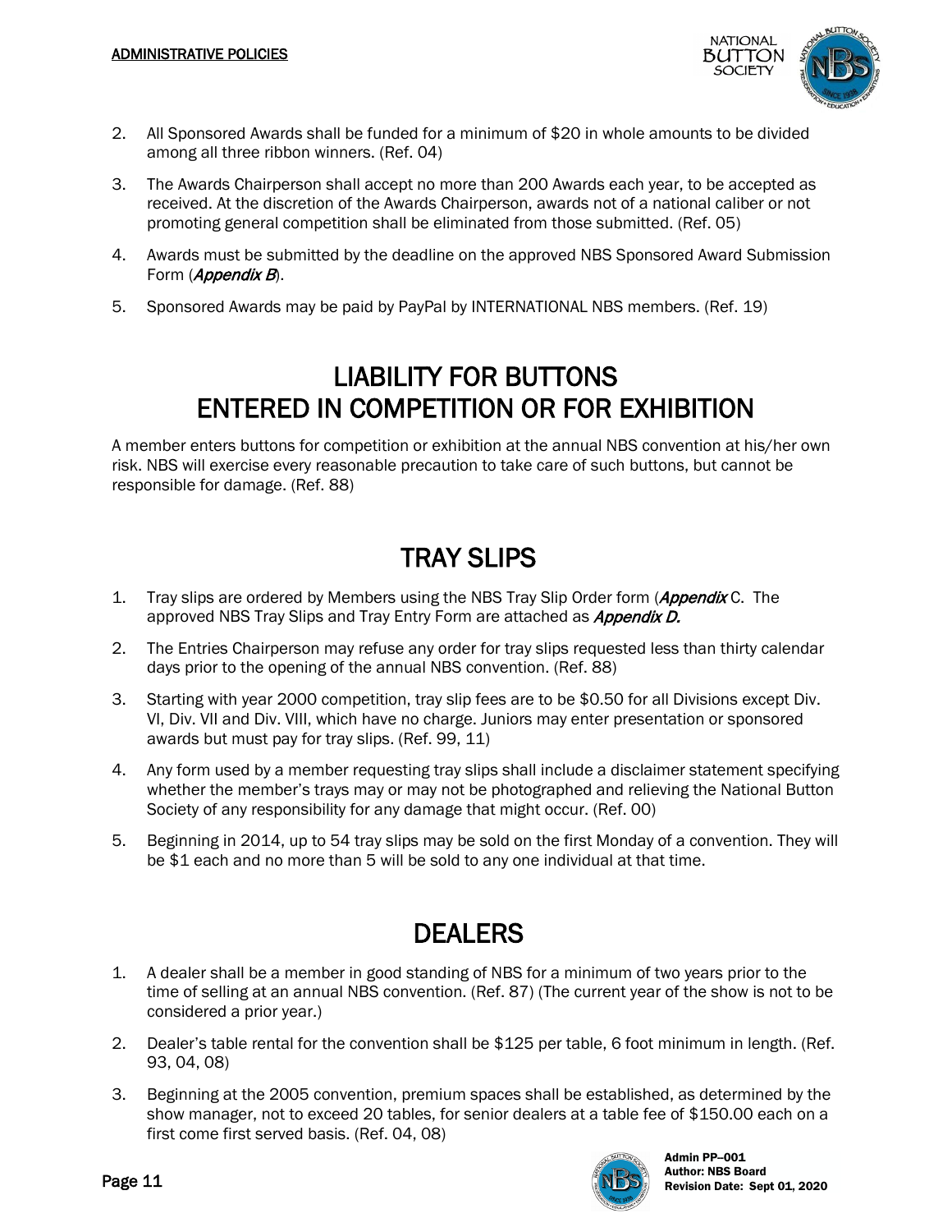2. All Sponsored Awards shall be funded for a minimum of $20 in whole amounts to be divided among all three ribbon winners. (Ref. 04)
3. The Awards Chairperson shall accept no more than 200 Awards each year, to be accepted as received. At the discretion of the Awards Chairperson, awards not of a national caliber or not promoting general competition shall be eliminated from those submitted. (Ref. 05)
4. Awards must be submitted by the deadline on the approved NBS Sponsored Award Submission Form (***Appendix B***).
5. Sponsored Awards may be paid by PayPal by INTERNATIONAL NBS members. (Ref. 19)

# LIABILITY FOR BUTTONS ENTERED IN COMPETITION OR FOR EXHIBITION

A member enters buttons for competition or exhibition at the annual NBS convention at his/her own risk. NBS will exercise every reasonable precaution to take care of such buttons, but cannot be responsible for damage. (Ref. 88)

# TRAY SLIPS

1. Tray slips are ordered by Members using the NBS Tray Slip Order form (***Appendix*** C. The approved NBS Tray Slips and Tray Entry Form are attached as ***Appendix D.***
2. The Entries Chairperson may refuse any order for tray slips requested less than thirty calendar days prior to the opening of the annual NBS convention. (Ref. 88)
3. Starting with year 2000 competition, tray slip fees are to be $0.50 for all Divisions except Div. VI, Div. VII and Div. VIII, which have no charge. Juniors may enter presentation or sponsored awards but must pay for tray slips. (Ref. 99, 11)
4. Any form used by a member requesting tray slips shall include a disclaimer statement specifying whether the member's trays may or may not be photographed and relieving the National Button Society of any responsibility for any damage that might occur. (Ref. 00)
5. Beginning in 2014, up to 54 tray slips may be sold on the first Monday of a convention. They will be $1 each and no more than 5 will be sold to any one individual at that time.

# DEALERS

1. A dealer shall be a member in good standing of NBS for a minimum of two years prior to the time of selling at an annual NBS convention. (Ref. 87) (The current year of the show is not to be considered a prior year.)
2. Dealer's table rental for the convention shall be $125 per table, 6 foot minimum in length. (Ref. 93, 04, 08)
3. Beginning at the 2005 convention, premium spaces shall be established, as determined by the show manager, not to exceed 20 tables, for senior dealers at a table fee of $150.00 each on a first come first served basis. (Ref. 04, 08)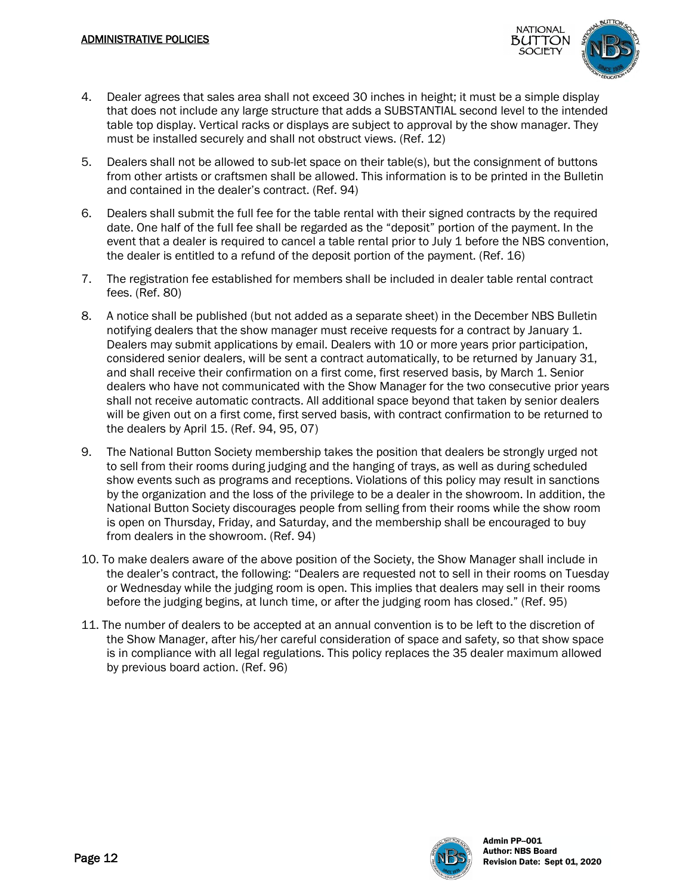4. Dealer agrees that sales area shall not exceed 30 inches in height; it must be a simple display that does not include any large structure that adds a SUBSTANTIAL second level to the intended table top display. Vertical racks or displays are subject to approval by the show manager. They must be installed securely and shall not obstruct views. (Ref. 12)

5. Dealers shall not be allowed to sub-let space on their table(s), but the consignment of buttons from other artists or craftsmen shall be allowed. This information is to be printed in the Bulletin and contained in the dealer's contract. (Ref. 94)

6. Dealers shall submit the full fee for the table rental with their signed contracts by the required date. One half of the full fee shall be regarded as the "deposit" portion of the payment. In the event that a dealer is required to cancel a table rental prior to July 1 before the NBS convention, the dealer is entitled to a refund of the deposit portion of the payment. (Ref. 16)

7. The registration fee established for members shall be included in dealer table rental contract fees. (Ref. 80)

8. A notice shall be published (but not added as a separate sheet) in the December NBS Bulletin notifying dealers that the show manager must receive requests for a contract by January 1. Dealers may submit applications by email. Dealers with 10 or more years prior participation, considered senior dealers, will be sent a contract automatically, to be returned by January 31, and shall receive their confirmation on a first come, first reserved basis, by March 1. Senior dealers who have not communicated with the Show Manager for the two consecutive prior years shall not receive automatic contracts. All additional space beyond that taken by senior dealers will be given out on a first come, first served basis, with contract confirmation to be returned to the dealers by April 15. (Ref. 94, 95, 07)

9. The National Button Society membership takes the position that dealers be strongly urged not to sell from their rooms during judging and the hanging of trays, as well as during scheduled show events such as programs and receptions. Violations of this policy may result in sanctions by the organization and the loss of the privilege to be a dealer in the showroom. In addition, the National Button Society discourages people from selling from their rooms while the show room is open on Thursday, Friday, and Saturday, and the membership shall be encouraged to buy from dealers in the showroom. (Ref. 94)

10. To make dealers aware of the above position of the Society, the Show Manager shall include in the dealer's contract, the following: "Dealers are requested not to sell in their rooms on Tuesday or Wednesday while the judging room is open. This implies that dealers may sell in their rooms before the judging begins, at lunch time, or after the judging room has closed." (Ref. 95)

11. The number of dealers to be accepted at an annual convention is to be left to the discretion of the Show Manager, after his/her careful consideration of space and safety, so that show space is in compliance with all legal regulations. This policy replaces the 35 dealer maximum allowed by previous board action. (Ref. 96)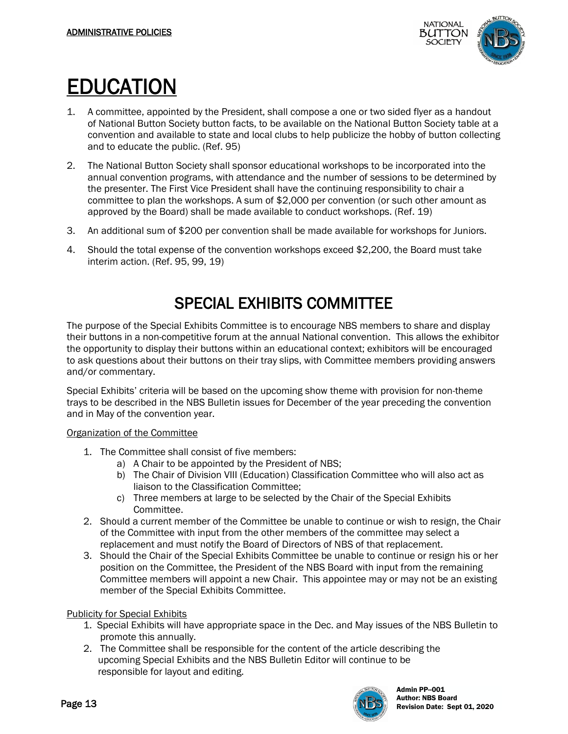# EDUCATION

1. A committee, appointed by the President, shall compose a one or two sided flyer as a handout of National Button Society button facts, to be available on the National Button Society table at a convention and available to state and local clubs to help publicize the hobby of button collecting and to educate the public. (Ref. 95)
2. The National Button Society shall sponsor educational workshops to be incorporated into the annual convention programs, with attendance and the number of sessions to be determined by the presenter. The First Vice President shall have the continuing responsibility to chair a committee to plan the workshops. A sum of $2,000 per convention (or such other amount as approved by the Board) shall be made available to conduct workshops. (Ref. 19)
3. An additional sum of $200 per convention shall be made available for workshops for Juniors.
4. Should the total expense of the convention workshops exceed $2,200, the Board must take interim action. (Ref. 95, 99, 19)

## SPECIAL EXHIBITS COMMITTEE

The purpose of the Special Exhibits Committee is to encourage NBS members to share and display their buttons in a non-competitive forum at the annual National convention. This allows the exhibitor the opportunity to display their buttons within an educational context; exhibitors will be encouraged to ask questions about their buttons on their tray slips, with Committee members providing answers and/or commentary.

Special Exhibits' criteria will be based on the upcoming show theme with provision for non-theme trays to be described in the NBS Bulletin issues for December of the year preceding the convention and in May of the convention year.

Organization of the Committee

1. The Committee shall consist of five members:
   a) A Chair to be appointed by the President of NBS;
   b) The Chair of Division VIII (Education) Classification Committee who will also act as liaison to the Classification Committee;
   c) Three members at large to be selected by the Chair of the Special Exhibits Committee.
2. Should a current member of the Committee be unable to continue or wish to resign, the Chair of the Committee with input from the other members of the committee may select a replacement and must notify the Board of Directors of NBS of that replacement.
3. Should the Chair of the Special Exhibits Committee be unable to continue or resign his or her position on the Committee, the President of the NBS Board with input from the remaining Committee members will appoint a new Chair. This appointee may or may not be an existing member of the Special Exhibits Committee.

Publicity for Special Exhibits

1. Special Exhibits will have appropriate space in the Dec. and May issues of the NBS Bulletin to promote this annually.
2. The Committee shall be responsible for the content of the article describing the upcoming Special Exhibits and the NBS Bulletin Editor will continue to be responsible for layout and editing.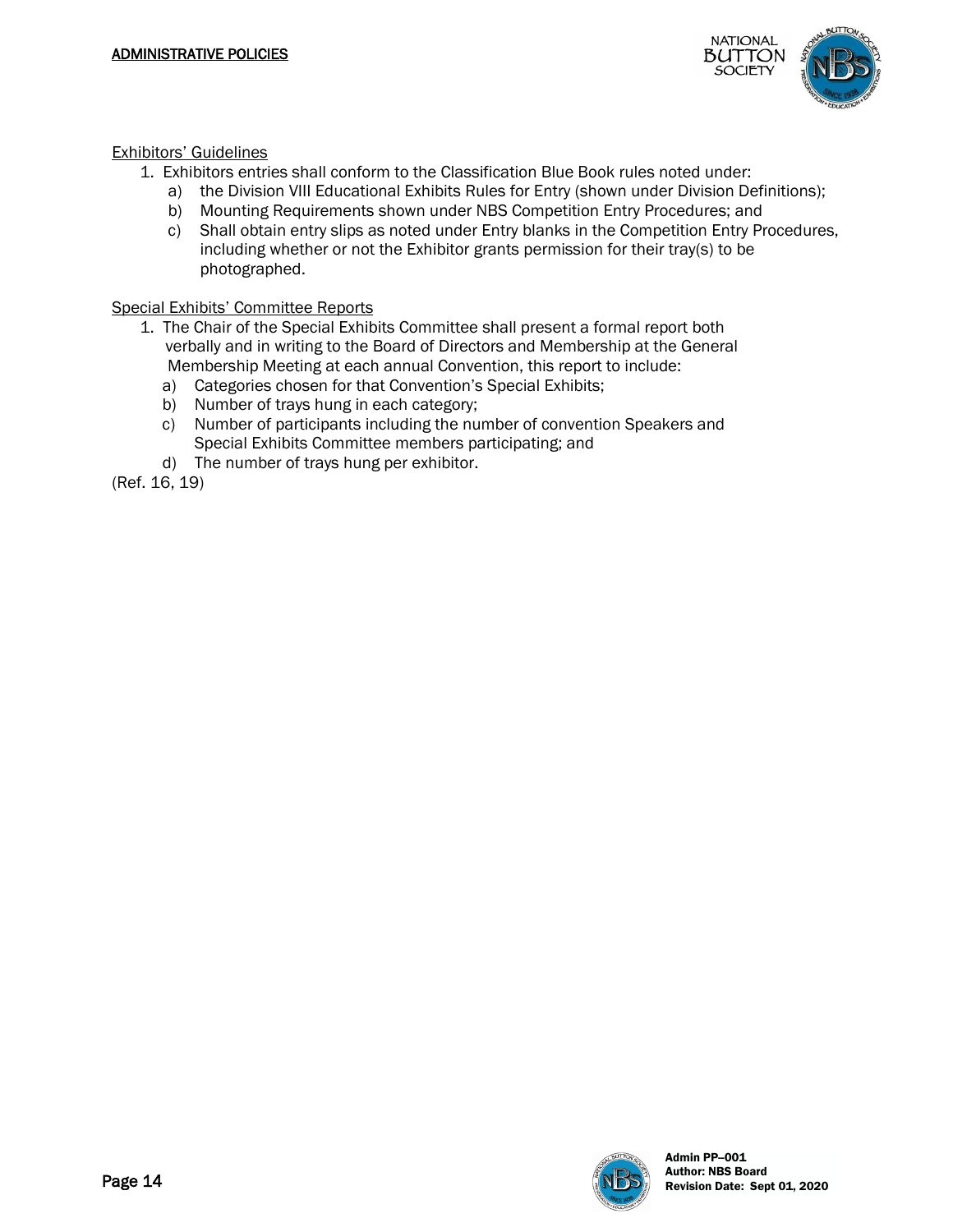Exhibitors' Guidelines

1. Exhibitors entries shall conform to the Classification Blue Book rules noted under:
   a) the Division VIII Educational Exhibits Rules for Entry (shown under Division Definitions);
   b) Mounting Requirements shown under NBS Competition Entry Procedures; and
   c) Shall obtain entry slips as noted under Entry blanks in the Competition Entry Procedures, including whether or not the Exhibitor grants permission for their tray(s) to be photographed.

Special Exhibits' Committee Reports

1. The Chair of the Special Exhibits Committee shall present a formal report both verbally and in writing to the Board of Directors and Membership at the General Membership Meeting at each annual Convention, this report to include:
   a) Categories chosen for that Convention's Special Exhibits;
   b) Number of trays hung in each category;
   c) Number of participants including the number of convention Speakers and Special Exhibits Committee members participating; and
   d) The number of trays hung per exhibitor.

(Ref. 16, 19)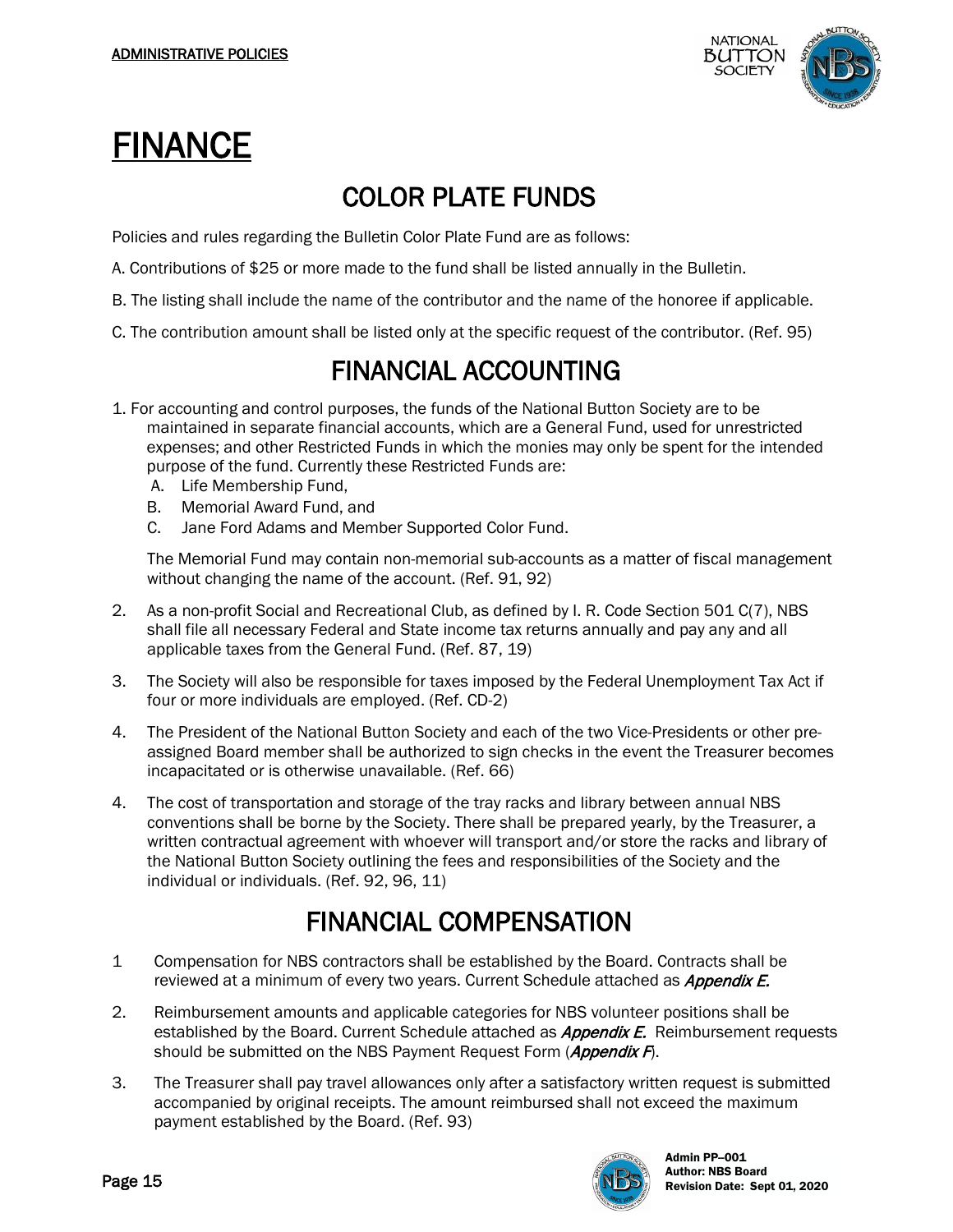# FINANCE

## COLOR PLATE FUNDS

Policies and rules regarding the Bulletin Color Plate Fund are as follows:

A. Contributions of $25 or more made to the fund shall be listed annually in the Bulletin.

B. The listing shall include the name of the contributor and the name of the honoree if applicable.

C. The contribution amount shall be listed only at the specific request of the contributor. (Ref. 95)

## FINANCIAL ACCOUNTING

1. For accounting and control purposes, the funds of the National Button Society are to be maintained in separate financial accounts, which are a General Fund, used for unrestricted expenses; and other Restricted Funds in which the monies may only be spent for the intended purpose of the fund. Currently these Restricted Funds are:
   A. Life Membership Fund,
   B. Memorial Award Fund, and
   C. Jane Ford Adams and Member Supported Color Fund.

   The Memorial Fund may contain non-memorial sub-accounts as a matter of fiscal management without changing the name of the account. (Ref. 91, 92)

2. As a non-profit Social and Recreational Club, as defined by I. R. Code Section 501 C(7), NBS shall file all necessary Federal and State income tax returns annually and pay any and all applicable taxes from the General Fund. (Ref. 87, 19)

3. The Society will also be responsible for taxes imposed by the Federal Unemployment Tax Act if four or more individuals are employed. (Ref. CD-2)

4. The President of the National Button Society and each of the two Vice-Presidents or other pre-assigned Board member shall be authorized to sign checks in the event the Treasurer becomes incapacitated or is otherwise unavailable. (Ref. 66)

4. The cost of transportation and storage of the tray racks and library between annual NBS conventions shall be borne by the Society. There shall be prepared yearly, by the Treasurer, a written contractual agreement with whoever will transport and/or store the racks and library of the National Button Society outlining the fees and responsibilities of the Society and the individual or individuals. (Ref. 92, 96, 11)

## FINANCIAL COMPENSATION

1 Compensation for NBS contractors shall be established by the Board. Contracts shall be reviewed at a minimum of every two years. Current Schedule attached as ***Appendix E.***

2. Reimbursement amounts and applicable categories for NBS volunteer positions shall be established by the Board. Current Schedule attached as ***Appendix E.*** Reimbursement requests should be submitted on the NBS Payment Request Form (***Appendix F***).

3. The Treasurer shall pay travel allowances only after a satisfactory written request is submitted accompanied by original receipts. The amount reimbursed shall not exceed the maximum payment established by the Board. (Ref. 93)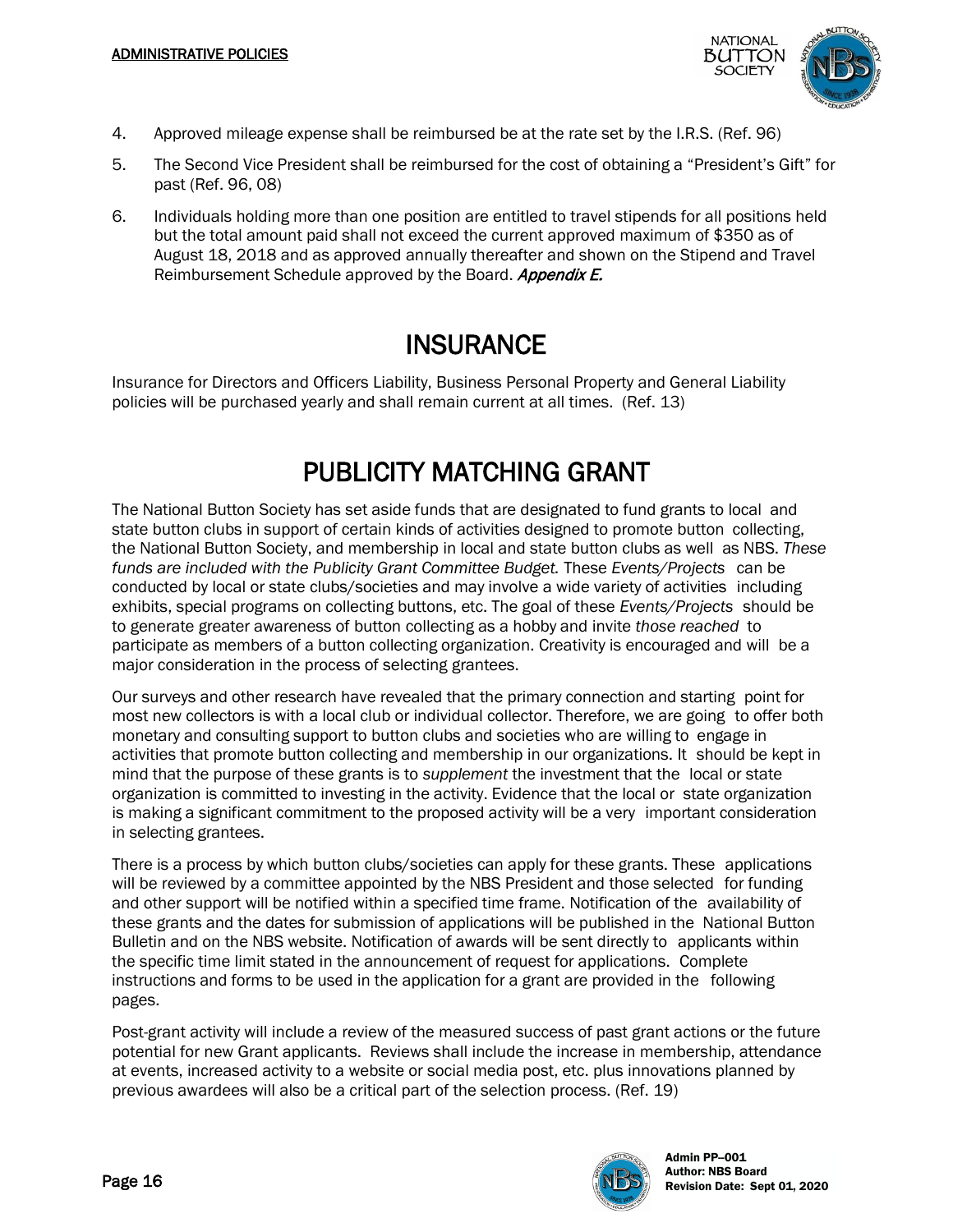4. Approved mileage expense shall be reimbursed be at the rate set by the I.R.S. (Ref. 96)
5. The Second Vice President shall be reimbursed for the cost of obtaining a "President's Gift" for past (Ref. 96, 08)
6. Individuals holding more than one position are entitled to travel stipends for all positions held but the total amount paid shall not exceed the current approved maximum of $350 as of August 18, 2018 and as approved annually thereafter and shown on the Stipend and Travel Reimbursement Schedule approved by the Board. ***Appendix E.***

# INSURANCE

Insurance for Directors and Officers Liability, Business Personal Property and General Liability policies will be purchased yearly and shall remain current at all times. (Ref. 13)

# PUBLICITY MATCHING GRANT

The National Button Society has set aside funds that are designated to fund grants to local and state button clubs in support of certain kinds of activities designed to promote button collecting, the National Button Society, and membership in local and state button clubs as well as NBS. *These funds are included with the Publicity Grant Committee Budget.* These *Events/Projects* can be conducted by local or state clubs/societies and may involve a wide variety of activities including exhibits, special programs on collecting buttons, etc. The goal of these *Events/Projects* should be to generate greater awareness of button collecting as a hobby and invite *those reached* to participate as members of a button collecting organization. Creativity is encouraged and will be a major consideration in the process of selecting grantees.

Our surveys and other research have revealed that the primary connection and starting point for most new collectors is with a local club or individual collector. Therefore, we are going to offer both monetary and consulting support to button clubs and societies who are willing to engage in activities that promote button collecting and membership in our organizations. It should be kept in mind that the purpose of these grants is to *supplement* the investment that the local or state organization is committed to investing in the activity. Evidence that the local or state organization is making a significant commitment to the proposed activity will be a very important consideration in selecting grantees.

There is a process by which button clubs/societies can apply for these grants. These applications will be reviewed by a committee appointed by the NBS President and those selected for funding and other support will be notified within a specified time frame. Notification of the availability of these grants and the dates for submission of applications will be published in the National Button Bulletin and on the NBS website. Notification of awards will be sent directly to applicants within the specific time limit stated in the announcement of request for applications. Complete instructions and forms to be used in the application for a grant are provided in the following pages.

Post-grant activity will include a review of the measured success of past grant actions or the future potential for new Grant applicants. Reviews shall include the increase in membership, attendance at events, increased activity to a website or social media post, etc. plus innovations planned by previous awardees will also be a critical part of the selection process. (Ref. 19)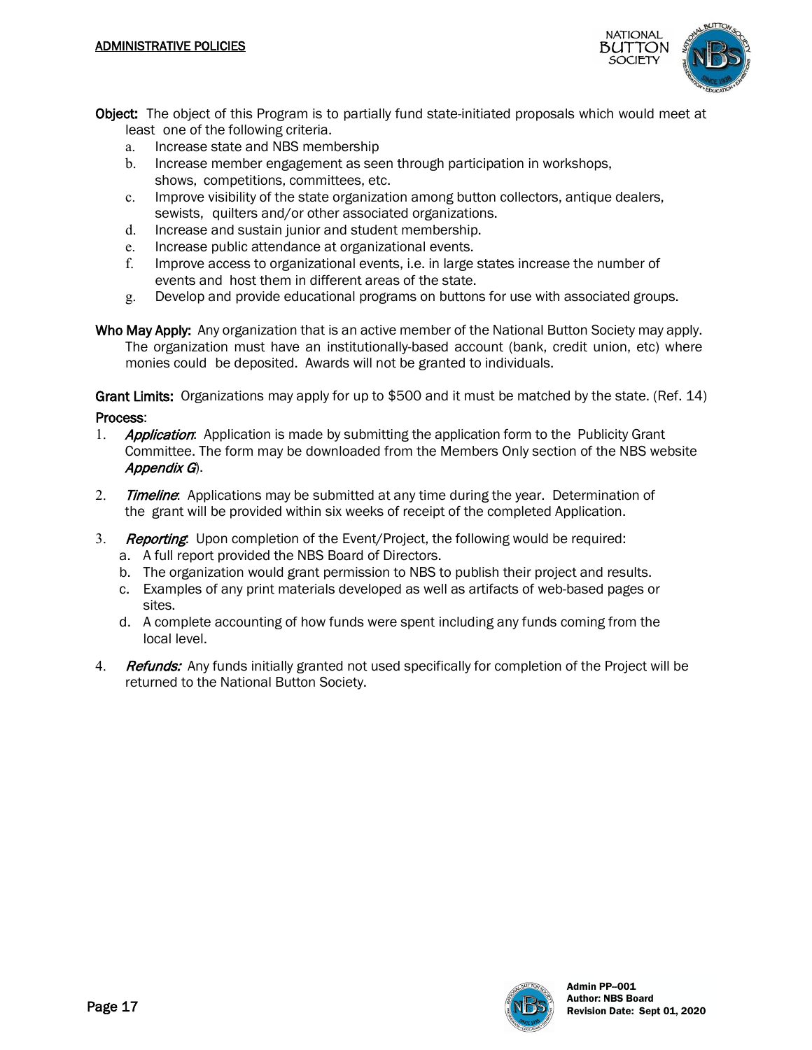**Object:** The object of this Program is to partially fund state-initiated proposals which would meet at least one of the following criteria.

a. Increase state and NBS membership
b. Increase member engagement as seen through participation in workshops, shows, competitions, committees, etc.
c. Improve visibility of the state organization among button collectors, antique dealers, sewists, quilters and/or other associated organizations.
d. Increase and sustain junior and student membership.
e. Increase public attendance at organizational events.
f. Improve access to organizational events, i.e. in large states increase the number of events and host them in different areas of the state.
g. Develop and provide educational programs on buttons for use with associated groups.

**Who May Apply:** Any organization that is an active member of the National Button Society may apply. The organization must have an institutionally-based account (bank, credit union, etc) where monies could be deposited. Awards will not be granted to individuals.

**Grant Limits:** Organizations may apply for up to $500 and it must be matched by the state. (Ref. 14)

**Process**:

1. ***Application***: Application is made by submitting the application form to the Publicity Grant Committee. The form may be downloaded from the Members Only section of the NBS website ***Appendix G***).

2. ***Timeline***: Applications may be submitted at any time during the year. Determination of the grant will be provided within six weeks of receipt of the completed Application.

3. ***Reporting***: Upon completion of the Event/Project, the following would be required:
   a. A full report provided the NBS Board of Directors.
   b. The organization would grant permission to NBS to publish their project and results.
   c. Examples of any print materials developed as well as artifacts of web-based pages or sites.
   d. A complete accounting of how funds were spent including any funds coming from the local level.

4. ***Refunds:*** Any funds initially granted not used specifically for completion of the Project will be returned to the National Button Society.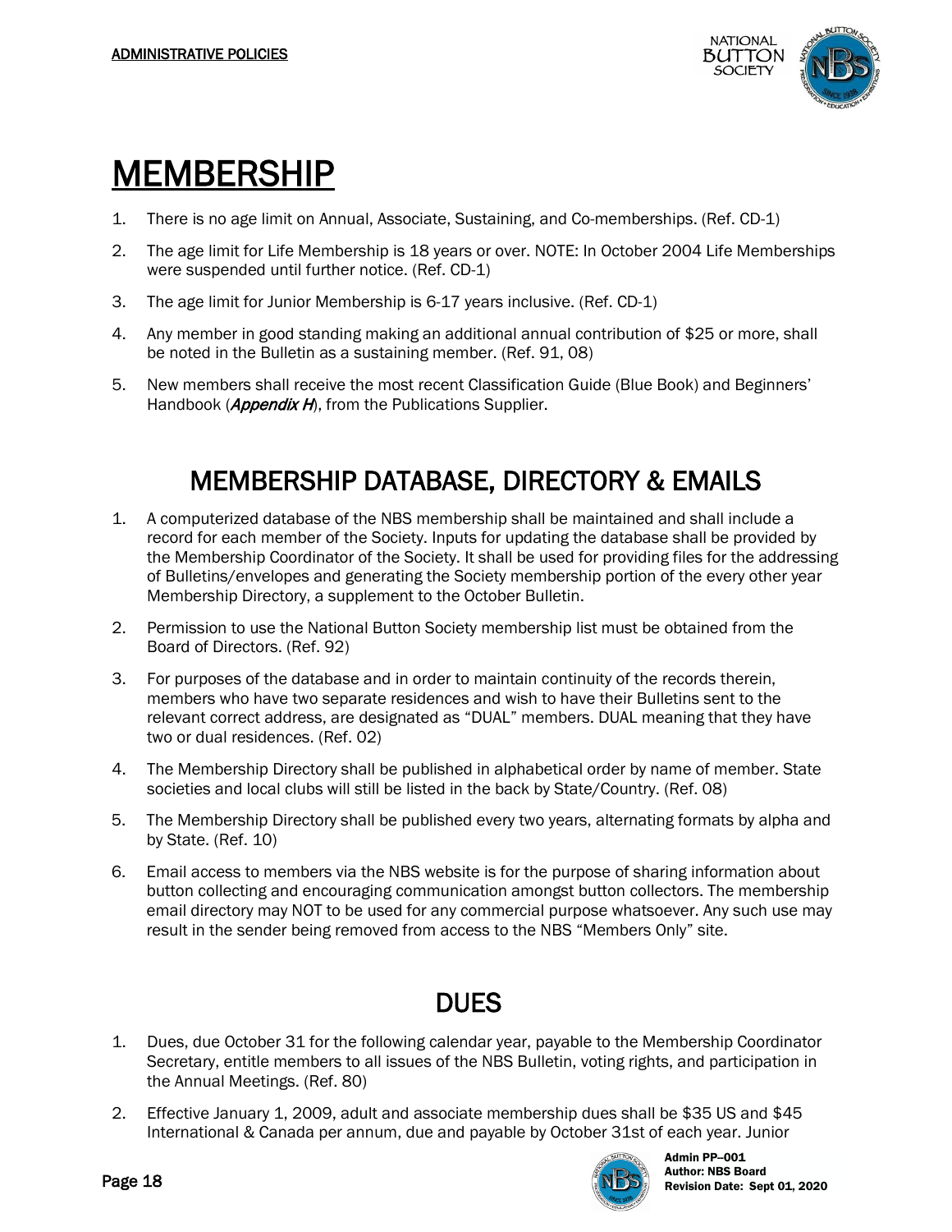# MEMBERSHIP

1. There is no age limit on Annual, Associate, Sustaining, and Co-memberships. (Ref. CD-1)
2. The age limit for Life Membership is 18 years or over. NOTE: In October 2004 Life Memberships were suspended until further notice. (Ref. CD-1)
3. The age limit for Junior Membership is 6-17 years inclusive. (Ref. CD-1)
4. Any member in good standing making an additional annual contribution of $25 or more, shall be noted in the Bulletin as a sustaining member. (Ref. 91, 08)
5. New members shall receive the most recent Classification Guide (Blue Book) and Beginners' Handbook (***Appendix H***), from the Publications Supplier.

## MEMBERSHIP DATABASE, DIRECTORY & EMAILS

1. A computerized database of the NBS membership shall be maintained and shall include a record for each member of the Society. Inputs for updating the database shall be provided by the Membership Coordinator of the Society. It shall be used for providing files for the addressing of Bulletins/envelopes and generating the Society membership portion of the every other year Membership Directory, a supplement to the October Bulletin.
2. Permission to use the National Button Society membership list must be obtained from the Board of Directors. (Ref. 92)
3. For purposes of the database and in order to maintain continuity of the records therein, members who have two separate residences and wish to have their Bulletins sent to the relevant correct address, are designated as "DUAL" members. DUAL meaning that they have two or dual residences. (Ref. 02)
4. The Membership Directory shall be published in alphabetical order by name of member. State societies and local clubs will still be listed in the back by State/Country. (Ref. 08)
5. The Membership Directory shall be published every two years, alternating formats by alpha and by State. (Ref. 10)
6. Email access to members via the NBS website is for the purpose of sharing information about button collecting and encouraging communication amongst button collectors. The membership email directory may NOT to be used for any commercial purpose whatsoever. Any such use may result in the sender being removed from access to the NBS "Members Only" site.

## DUES

1. Dues, due October 31 for the following calendar year, payable to the Membership Coordinator Secretary, entitle members to all issues of the NBS Bulletin, voting rights, and participation in the Annual Meetings. (Ref. 80)
2. Effective January 1, 2009, adult and associate membership dues shall be $35 US and $45 International & Canada per annum, due and payable by October 31st of each year. Junior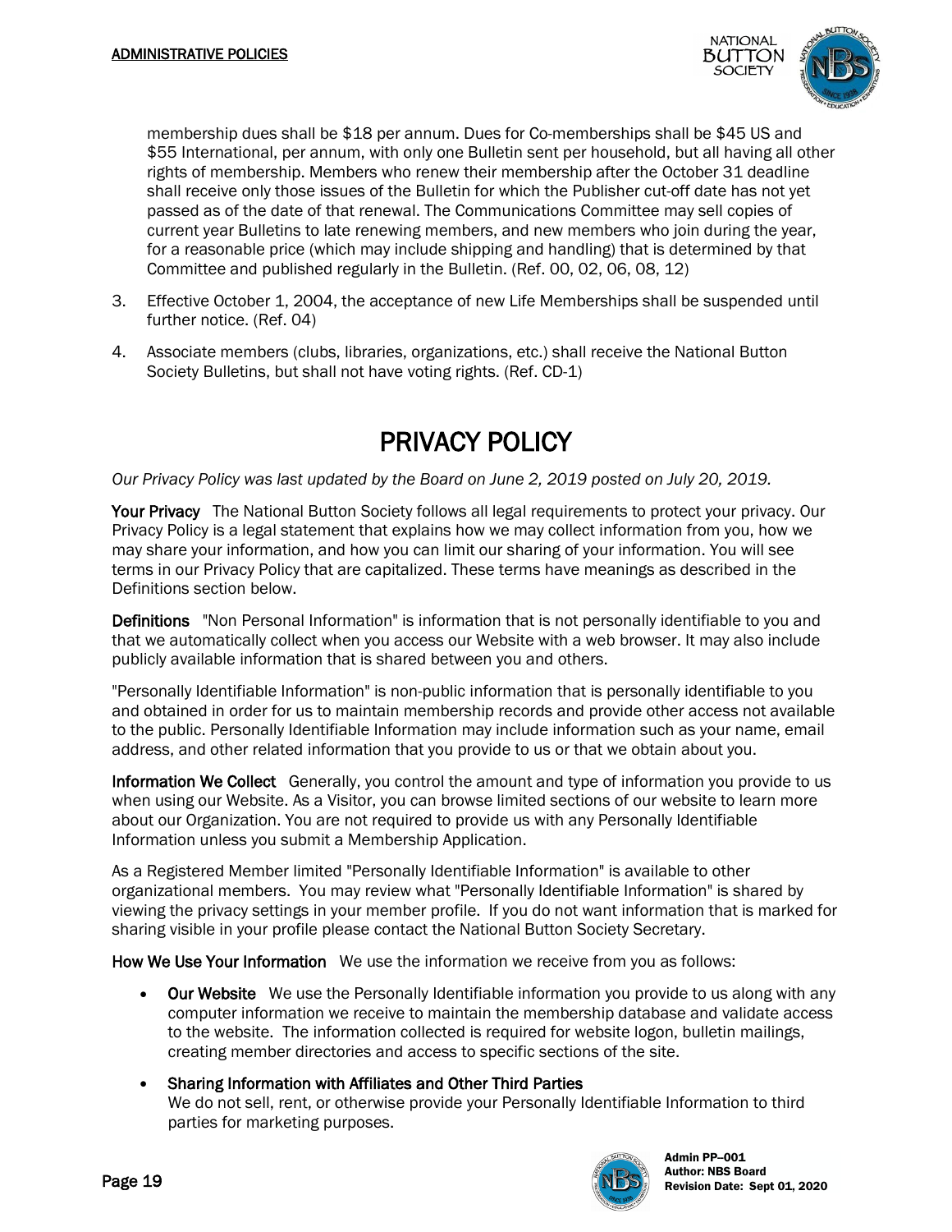membership dues shall be $18 per annum. Dues for Co-memberships shall be $45 US and $55 International, per annum, with only one Bulletin sent per household, but all having all other rights of membership. Members who renew their membership after the October 31 deadline shall receive only those issues of the Bulletin for which the Publisher cut-off date has not yet passed as of the date of that renewal. The Communications Committee may sell copies of current year Bulletins to late renewing members, and new members who join during the year, for a reasonable price (which may include shipping and handling) that is determined by that Committee and published regularly in the Bulletin. (Ref. 00, 02, 06, 08, 12)

3. Effective October 1, 2004, the acceptance of new Life Memberships shall be suspended until further notice. (Ref. 04)
4. Associate members (clubs, libraries, organizations, etc.) shall receive the National Button Society Bulletins, but shall not have voting rights. (Ref. CD-1)

# PRIVACY POLICY

*Our Privacy Policy was last updated by the Board on June 2, 2019 posted on July 20, 2019.*

**Your Privacy** The National Button Society follows all legal requirements to protect your privacy. Our Privacy Policy is a legal statement that explains how we may collect information from you, how we may share your information, and how you can limit our sharing of your information. You will see terms in our Privacy Policy that are capitalized. These terms have meanings as described in the Definitions section below.

**Definitions** "Non Personal Information" is information that is not personally identifiable to you and that we automatically collect when you access our Website with a web browser. It may also include publicly available information that is shared between you and others.

"Personally Identifiable Information" is non-public information that is personally identifiable to you and obtained in order for us to maintain membership records and provide other access not available to the public. Personally Identifiable Information may include information such as your name, email address, and other related information that you provide to us or that we obtain about you.

**Information We Collect** Generally, you control the amount and type of information you provide to us when using our Website. As a Visitor, you can browse limited sections of our website to learn more about our Organization. You are not required to provide us with any Personally Identifiable Information unless you submit a Membership Application.

As a Registered Member limited "Personally Identifiable Information" is available to other organizational members. You may review what "Personally Identifiable Information" is shared by viewing the privacy settings in your member profile. If you do not want information that is marked for sharing visible in your profile please contact the National Button Society Secretary.

**How We Use Your Information** We use the information we receive from you as follows:

- **Our Website** We use the Personally Identifiable information you provide to us along with any computer information we receive to maintain the membership database and validate access to the website. The information collected is required for website logon, bulletin mailings, creating member directories and access to specific sections of the site.
- **Sharing Information with Affiliates and Other Third Parties**
  We do not sell, rent, or otherwise provide your Personally Identifiable Information to third parties for marketing purposes.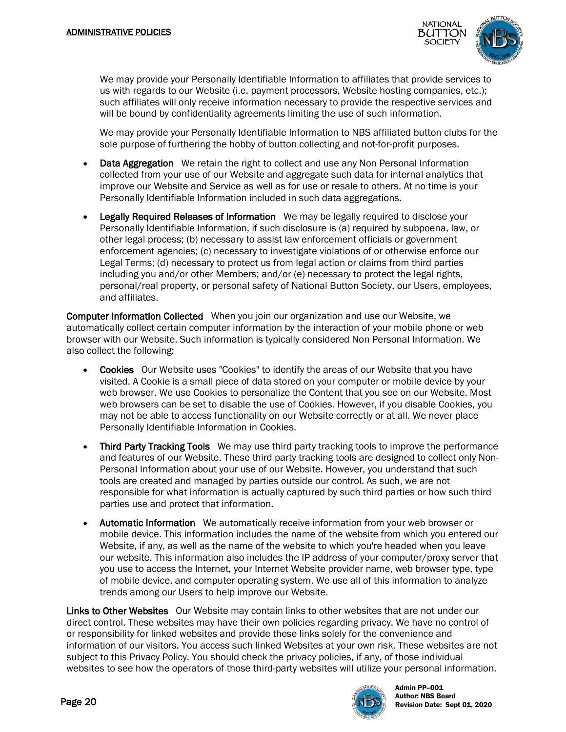We may provide your Personally Identifiable Information to affiliates that provide services to us with regards to our Website (i.e. payment processors, Website hosting companies, etc.); such affiliates will only receive information necessary to provide the respective services and will be bound by confidentiality agreements limiting the use of such information.

We may provide your Personally Identifiable Information to NBS affiliated button clubs for the sole purpose of furthering the hobby of button collecting and not-for-profit purposes.

- **Data Aggregation** We retain the right to collect and use any Non Personal Information collected from your use of our Website and aggregate such data for internal analytics that improve our Website and Service as well as for use or resale to others. At no time is your Personally Identifiable Information included in such data aggregations.

- **Legally Required Releases of Information** We may be legally required to disclose your Personally Identifiable Information, if such disclosure is (a) required by subpoena, law, or other legal process; (b) necessary to assist law enforcement officials or government enforcement agencies; (c) necessary to investigate violations of or otherwise enforce our Legal Terms; (d) necessary to protect us from legal action or claims from third parties including you and/or other Members; and/or (e) necessary to protect the legal rights, personal/real property, or personal safety of National Button Society, our Users, employees, and affiliates.

**Computer Information Collected** When you join our organization and use our Website, we automatically collect certain computer information by the interaction of your mobile phone or web browser with our Website. Such information is typically considered Non Personal Information. We also collect the following:

- **Cookies** Our Website uses "Cookies" to identify the areas of our Website that you have visited. A Cookie is a small piece of data stored on your computer or mobile device by your web browser. We use Cookies to personalize the Content that you see on our Website. Most web browsers can be set to disable the use of Cookies. However, if you disable Cookies, you may not be able to access functionality on our Website correctly or at all. We never place Personally Identifiable Information in Cookies.

- **Third Party Tracking Tools** We may use third party tracking tools to improve the performance and features of our Website. These third party tracking tools are designed to collect only Non-Personal Information about your use of our Website. However, you understand that such tools are created and managed by parties outside our control. As such, we are not responsible for what information is actually captured by such third parties or how such third parties use and protect that information.

- **Automatic Information** We automatically receive information from your web browser or mobile device. This information includes the name of the website from which you entered our Website, if any, as well as the name of the website to which you're headed when you leave our website. This information also includes the IP address of your computer/proxy server that you use to access the Internet, your Internet Website provider name, web browser type, type of mobile device, and computer operating system. We use all of this information to analyze trends among our Users to help improve our Website.

**Links to Other Websites** Our Website may contain links to other websites that are not under our direct control. These websites may have their own policies regarding privacy. We have no control of or responsibility for linked websites and provide these links solely for the convenience and information of our visitors. You access such linked Websites at your own risk. These websites are not subject to this Privacy Policy. You should check the privacy policies, if any, of those individual websites to see how the operators of those third-party websites will utilize your personal information.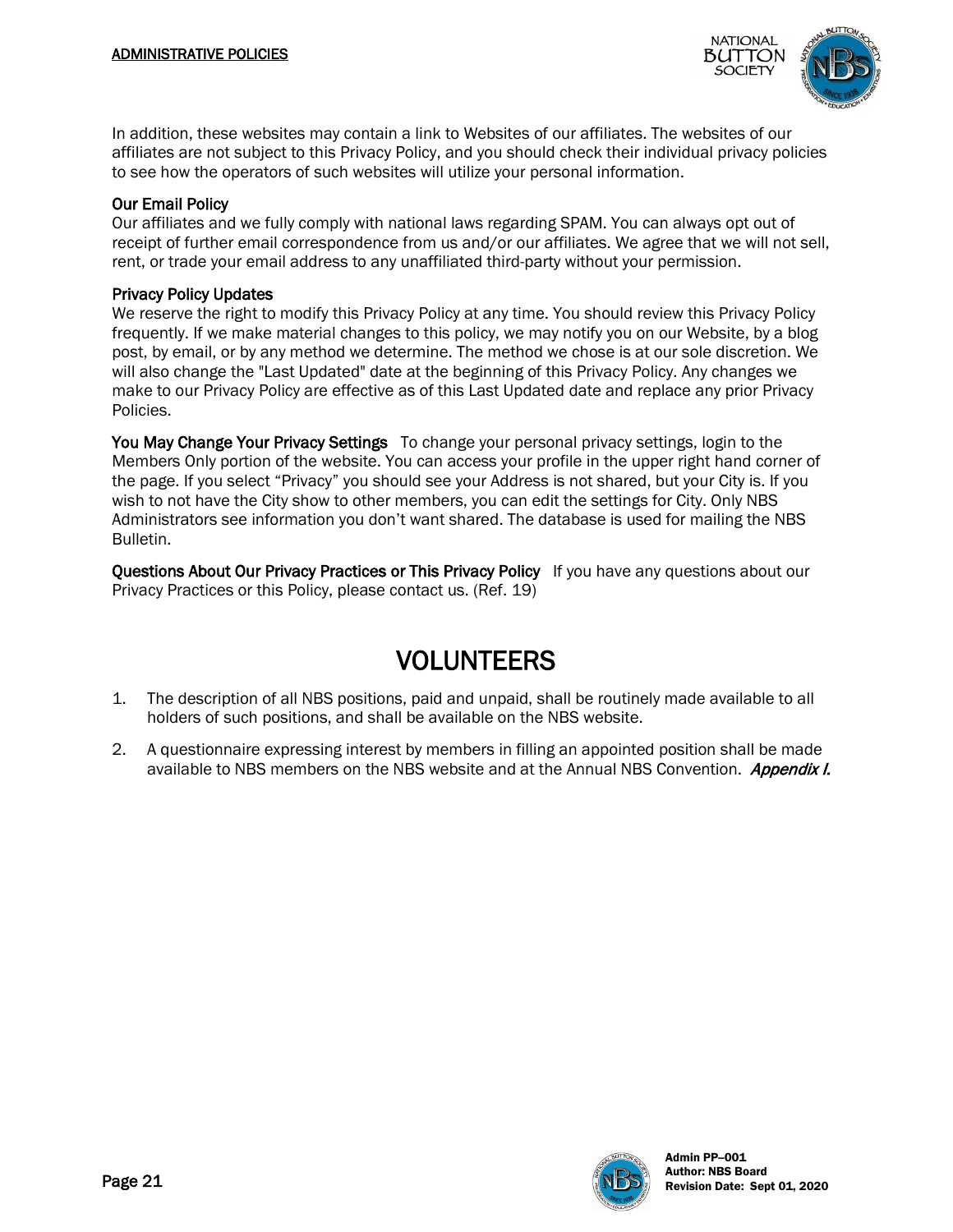In addition, these websites may contain a link to Websites of our affiliates. The websites of our affiliates are not subject to this Privacy Policy, and you should check their individual privacy policies to see how the operators of such websites will utilize your personal information.

**Our Email Policy**
Our affiliates and we fully comply with national laws regarding SPAM. You can always opt out of receipt of further email correspondence from us and/or our affiliates. We agree that we will not sell, rent, or trade your email address to any unaffiliated third-party without your permission.

**Privacy Policy Updates**
We reserve the right to modify this Privacy Policy at any time. You should review this Privacy Policy frequently. If we make material changes to this policy, we may notify you on our Website, by a blog post, by email, or by any method we determine. The method we chose is at our sole discretion. We will also change the "Last Updated" date at the beginning of this Privacy Policy. Any changes we make to our Privacy Policy are effective as of this Last Updated date and replace any prior Privacy Policies.

**You May Change Your Privacy Settings** To change your personal privacy settings, login to the Members Only portion of the website. You can access your profile in the upper right hand corner of the page. If you select "Privacy" you should see your Address is not shared, but your City is. If you wish to not have the City show to other members, you can edit the settings for City. Only NBS Administrators see information you don't want shared. The database is used for mailing the NBS Bulletin.

**Questions About Our Privacy Practices or This Privacy Policy** If you have any questions about our Privacy Practices or this Policy, please contact us. (Ref. 19)

# VOLUNTEERS

1. The description of all NBS positions, paid and unpaid, shall be routinely made available to all holders of such positions, and shall be available on the NBS website.
2. A questionnaire expressing interest by members in filling an appointed position shall be made available to NBS members on the NBS website and at the Annual NBS Convention. ***Appendix I.***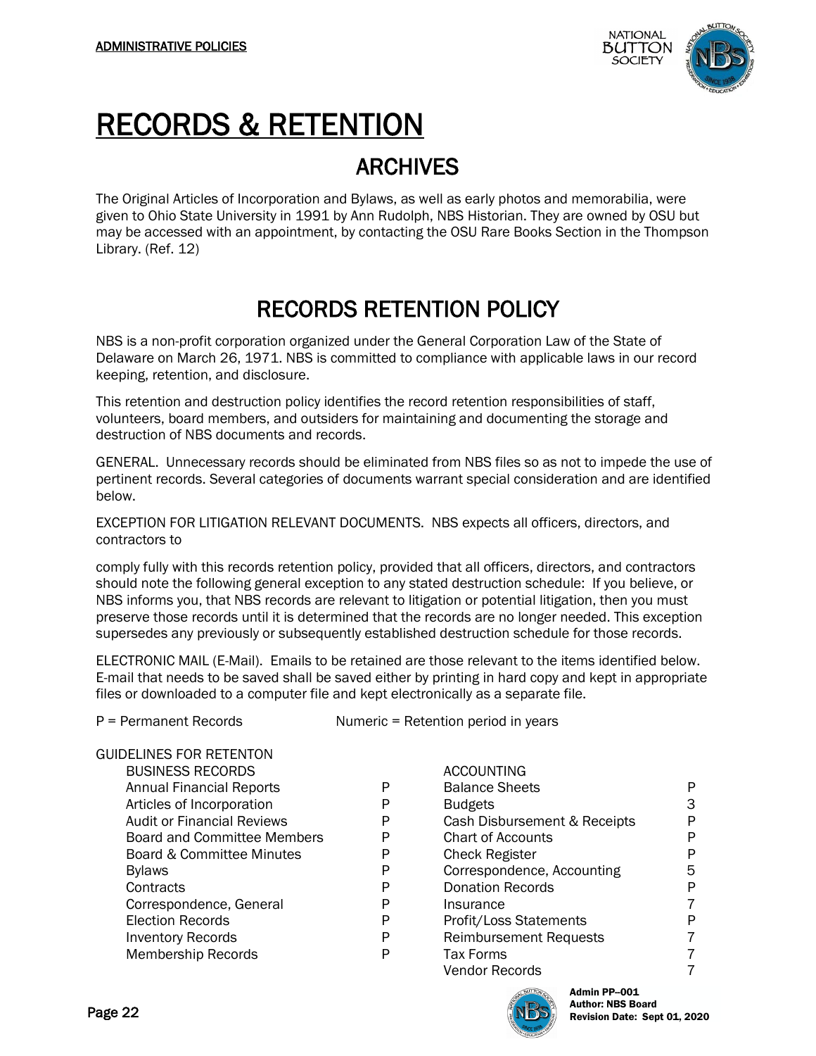ADMINISTRATIVE POLICIES

# RECORDS & RETENTION

## ARCHIVES

The Original Articles of Incorporation and Bylaws, as well as early photos and memorabilia, were given to Ohio State University in 1991 by Ann Rudolph, NBS Historian. They are owned by OSU but may be accessed with an appointment, by contacting the OSU Rare Books Section in the Thompson Library. (Ref. 12)

## RECORDS RETENTION POLICY

NBS is a non-profit corporation organized under the General Corporation Law of the State of Delaware on March 26, 1971. NBS is committed to compliance with applicable laws in our record keeping, retention, and disclosure.

This retention and destruction policy identifies the record retention responsibilities of staff, volunteers, board members, and outsiders for maintaining and documenting the storage and destruction of NBS documents and records.

GENERAL. Unnecessary records should be eliminated from NBS files so as not to impede the use of pertinent records. Several categories of documents warrant special consideration and are identified below.

EXCEPTION FOR LITIGATION RELEVANT DOCUMENTS. NBS expects all officers, directors, and contractors to

comply fully with this records retention policy, provided that all officers, directors, and contractors should note the following general exception to any stated destruction schedule: If you believe, or NBS informs you, that NBS records are relevant to litigation or potential litigation, then you must preserve those records until it is determined that the records are no longer needed. This exception supersedes any previously or subsequently established destruction schedule for those records.

ELECTRONIC MAIL (E-Mail). Emails to be retained are those relevant to the items identified below. E-mail that needs to be saved shall be saved either by printing in hard copy and kept in appropriate files or downloaded to a computer file and kept electronically as a separate file.

P = Permanent Records    Numeric = Retention period in years

GUIDELINES FOR RETENTON

| BUSINESS RECORDS | | ACCOUNTING | |
|---|---|---|---|
| Annual Financial Reports | P | Balance Sheets | P |
| Articles of Incorporation | P | Budgets | 3 |
| Audit or Financial Reviews | P | Cash Disbursement & Receipts | P |
| Board and Committee Members | P | Chart of Accounts | P |
| Board & Committee Minutes | P | Check Register | P |
| Bylaws | P | Correspondence, Accounting | 5 |
| Contracts | P | Donation Records | P |
| Correspondence, General | P | Insurance | 7 |
| Election Records | P | Profit/Loss Statements | P |
| Inventory Records | P | Reimbursement Requests | 7 |
| Membership Records | P | Tax Forms | 7 |
| | | Vendor Records | 7 |

Admin PP–001
Author: NBS Board
Revision Date: Sept 01, 2020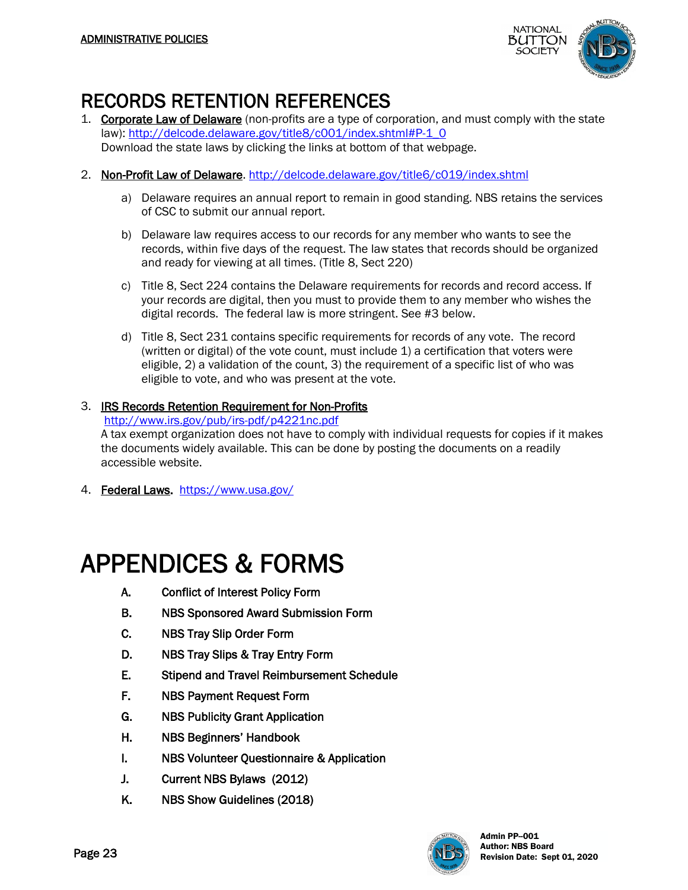# RECORDS RETENTION REFERENCES

1. Corporate Law of Delaware (non-profits are a type of corporation, and must comply with the state law): http://delcode.delaware.gov/title8/c001/index.shtml#P-1_0
   Download the state laws by clicking the links at bottom of that webpage.

2. Non-Profit Law of Delaware. http://delcode.delaware.gov/title6/c019/index.shtml

   a) Delaware requires an annual report to remain in good standing. NBS retains the services of CSC to submit our annual report.

   b) Delaware law requires access to our records for any member who wants to see the records, within five days of the request. The law states that records should be organized and ready for viewing at all times. (Title 8, Sect 220)

   c) Title 8, Sect 224 contains the Delaware requirements for records and record access. If your records are digital, then you must to provide them to any member who wishes the digital records. The federal law is more stringent. See #3 below.

   d) Title 8, Sect 231 contains specific requirements for records of any vote. The record (written or digital) of the vote count, must include 1) a certification that voters were eligible, 2) a validation of the count, 3) the requirement of a specific list of who was eligible to vote, and who was present at the vote.

3. IRS Records Retention Requirement for Non-Profits
   http://www.irs.gov/pub/irs-pdf/p4221nc.pdf
   A tax exempt organization does not have to comply with individual requests for copies if it makes the documents widely available. This can be done by posting the documents on a readily accessible website.

4. Federal Laws. https://www.usa.gov/

# APPENDICES & FORMS

A. Conflict of Interest Policy Form

B. NBS Sponsored Award Submission Form

C. NBS Tray Slip Order Form

D. NBS Tray Slips & Tray Entry Form

E. Stipend and Travel Reimbursement Schedule

F. NBS Payment Request Form

G. NBS Publicity Grant Application

H. NBS Beginners' Handbook

I. NBS Volunteer Questionnaire & Application

J. Current NBS Bylaws (2012)

K. NBS Show Guidelines (2018)